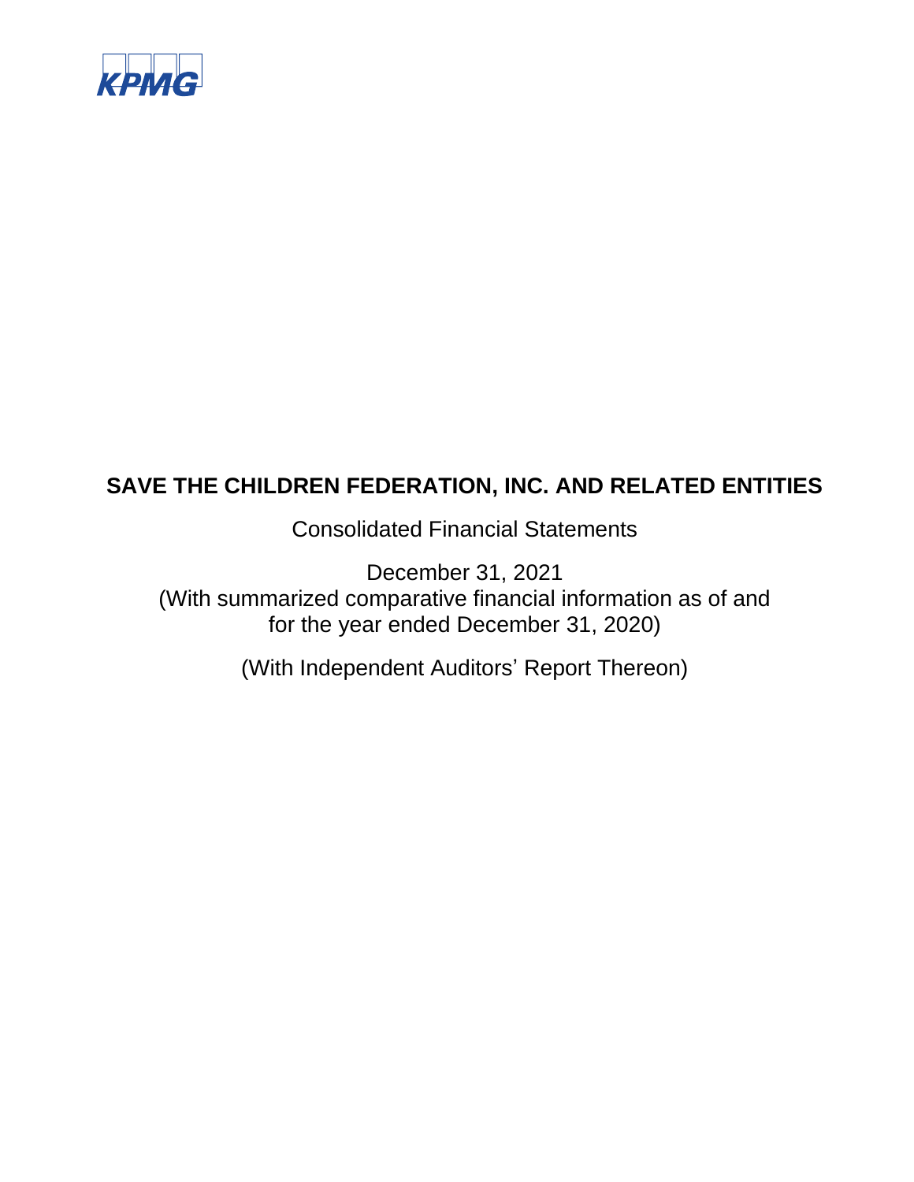KPMG

# SAVE THE CHILDREN FEDERATION, INC. AND RELATED ENTITIES

Consolidated Financial Statements

December 31, 2021
(With summarized comparative financial information as of and for the year ended December 31, 2020)

(With Independent Auditors' Report Thereon)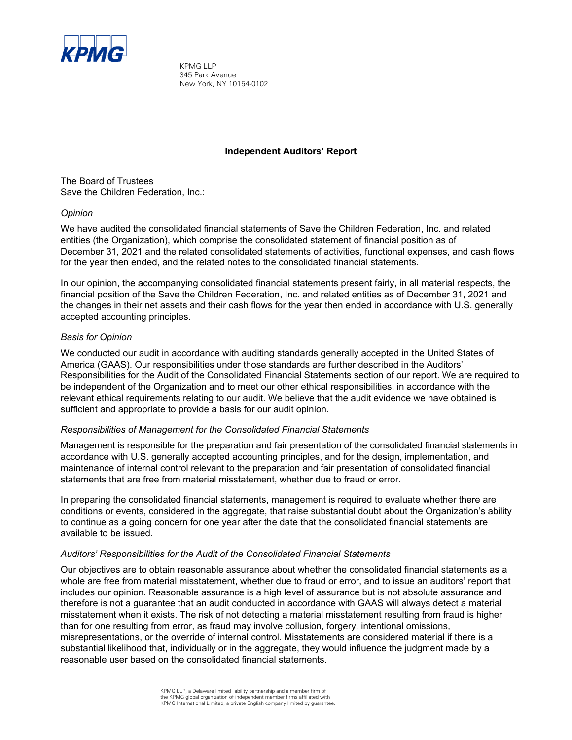KPMG LLP
345 Park Avenue
New York, NY 10154-0102

## Independent Auditors' Report

The Board of Trustees
Save the Children Federation, Inc.:

*Opinion*

We have audited the consolidated financial statements of Save the Children Federation, Inc. and related entities (the Organization), which comprise the consolidated statement of financial position as of December 31, 2021 and the related consolidated statements of activities, functional expenses, and cash flows for the year then ended, and the related notes to the consolidated financial statements.

In our opinion, the accompanying consolidated financial statements present fairly, in all material respects, the financial position of the Save the Children Federation, Inc. and related entities as of December 31, 2021 and the changes in their net assets and their cash flows for the year then ended in accordance with U.S. generally accepted accounting principles.

*Basis for Opinion*

We conducted our audit in accordance with auditing standards generally accepted in the United States of America (GAAS). Our responsibilities under those standards are further described in the Auditors' Responsibilities for the Audit of the Consolidated Financial Statements section of our report. We are required to be independent of the Organization and to meet our other ethical responsibilities, in accordance with the relevant ethical requirements relating to our audit. We believe that the audit evidence we have obtained is sufficient and appropriate to provide a basis for our audit opinion.

*Responsibilities of Management for the Consolidated Financial Statements*

Management is responsible for the preparation and fair presentation of the consolidated financial statements in accordance with U.S. generally accepted accounting principles, and for the design, implementation, and maintenance of internal control relevant to the preparation and fair presentation of consolidated financial statements that are free from material misstatement, whether due to fraud or error.

In preparing the consolidated financial statements, management is required to evaluate whether there are conditions or events, considered in the aggregate, that raise substantial doubt about the Organization's ability to continue as a going concern for one year after the date that the consolidated financial statements are available to be issued.

*Auditors' Responsibilities for the Audit of the Consolidated Financial Statements*

Our objectives are to obtain reasonable assurance about whether the consolidated financial statements as a whole are free from material misstatement, whether due to fraud or error, and to issue an auditors' report that includes our opinion. Reasonable assurance is a high level of assurance but is not absolute assurance and therefore is not a guarantee that an audit conducted in accordance with GAAS will always detect a material misstatement when it exists. The risk of not detecting a material misstatement resulting from fraud is higher than for one resulting from error, as fraud may involve collusion, forgery, intentional omissions, misrepresentations, or the override of internal control. Misstatements are considered material if there is a substantial likelihood that, individually or in the aggregate, they would influence the judgment made by a reasonable user based on the consolidated financial statements.

KPMG LLP, a Delaware limited liability partnership and a member firm of the KPMG global organization of independent member firms affiliated with KPMG International Limited, a private English company limited by guarantee.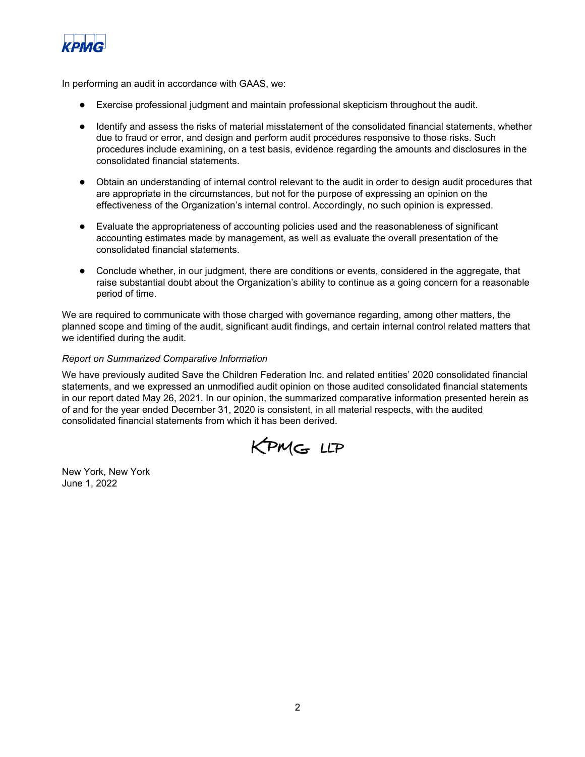In performing an audit in accordance with GAAS, we:

- Exercise professional judgment and maintain professional skepticism throughout the audit.
- Identify and assess the risks of material misstatement of the consolidated financial statements, whether due to fraud or error, and design and perform audit procedures responsive to those risks. Such procedures include examining, on a test basis, evidence regarding the amounts and disclosures in the consolidated financial statements.
- Obtain an understanding of internal control relevant to the audit in order to design audit procedures that are appropriate in the circumstances, but not for the purpose of expressing an opinion on the effectiveness of the Organization's internal control. Accordingly, no such opinion is expressed.
- Evaluate the appropriateness of accounting policies used and the reasonableness of significant accounting estimates made by management, as well as evaluate the overall presentation of the consolidated financial statements.
- Conclude whether, in our judgment, there are conditions or events, considered in the aggregate, that raise substantial doubt about the Organization's ability to continue as a going concern for a reasonable period of time.

We are required to communicate with those charged with governance regarding, among other matters, the planned scope and timing of the audit, significant audit findings, and certain internal control related matters that we identified during the audit.

*Report on Summarized Comparative Information*

We have previously audited Save the Children Federation Inc. and related entities' 2020 consolidated financial statements, and we expressed an unmodified audit opinion on those audited consolidated financial statements in our report dated May 26, 2021. In our opinion, the summarized comparative information presented herein as of and for the year ended December 31, 2020 is consistent, in all material respects, with the audited consolidated financial statements from which it has been derived.

KPMG LLP

New York, New York
June 1, 2022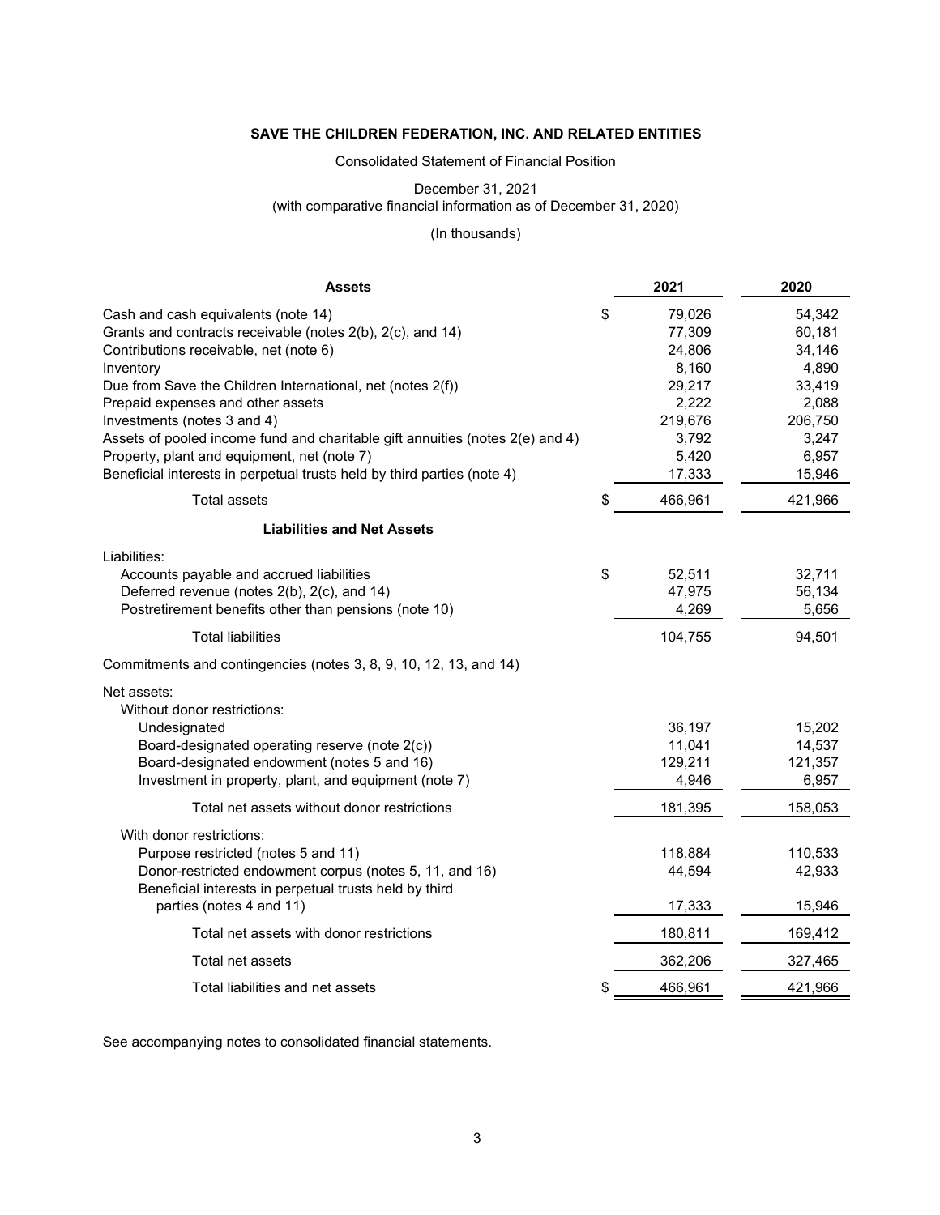**SAVE THE CHILDREN FEDERATION, INC. AND RELATED ENTITIES**

Consolidated Statement of Financial Position

December 31, 2021
(with comparative financial information as of December 31, 2020)

(In thousands)

| Assets | | 2021 | 2020 |
|---|---|---|---|
| Cash and cash equivalents (note 14) | $ | 79,026 | 54,342 |
| Grants and contracts receivable (notes 2(b), 2(c), and 14) | | 77,309 | 60,181 |
| Contributions receivable, net (note 6) | | 24,806 | 34,146 |
| Inventory | | 8,160 | 4,890 |
| Due from Save the Children International, net (notes 2(f)) | | 29,217 | 33,419 |
| Prepaid expenses and other assets | | 2,222 | 2,088 |
| Investments (notes 3 and 4) | | 219,676 | 206,750 |
| Assets of pooled income fund and charitable gift annuities (notes 2(e) and 4) | | 3,792 | 3,247 |
| Property, plant and equipment, net (note 7) | | 5,420 | 6,957 |
| Beneficial interests in perpetual trusts held by third parties (note 4) | | 17,333 | 15,946 |
| Total assets | $ | 466,961 | 421,966 |
| **Liabilities and Net Assets** | | | |
| Liabilities: | | | |
| Accounts payable and accrued liabilities | $ | 52,511 | 32,711 |
| Deferred revenue (notes 2(b), 2(c), and 14) | | 47,975 | 56,134 |
| Postretirement benefits other than pensions (note 10) | | 4,269 | 5,656 |
| Total liabilities | | 104,755 | 94,501 |
| Commitments and contingencies (notes 3, 8, 9, 10, 12, 13, and 14) | | | |
| Net assets: | | | |
| Without donor restrictions: | | | |
| Undesignated | | 36,197 | 15,202 |
| Board-designated operating reserve (note 2(c)) | | 11,041 | 14,537 |
| Board-designated endowment (notes 5 and 16) | | 129,211 | 121,357 |
| Investment in property, plant, and equipment (note 7) | | 4,946 | 6,957 |
| Total net assets without donor restrictions | | 181,395 | 158,053 |
| With donor restrictions: | | | |
| Purpose restricted (notes 5 and 11) | | 118,884 | 110,533 |
| Donor-restricted endowment corpus (notes 5, 11, and 16) | | 44,594 | 42,933 |
| Beneficial interests in perpetual trusts held by third parties (notes 4 and 11) | | 17,333 | 15,946 |
| Total net assets with donor restrictions | | 180,811 | 169,412 |
| Total net assets | | 362,206 | 327,465 |
| Total liabilities and net assets | $ | 466,961 | 421,966 |

See accompanying notes to consolidated financial statements.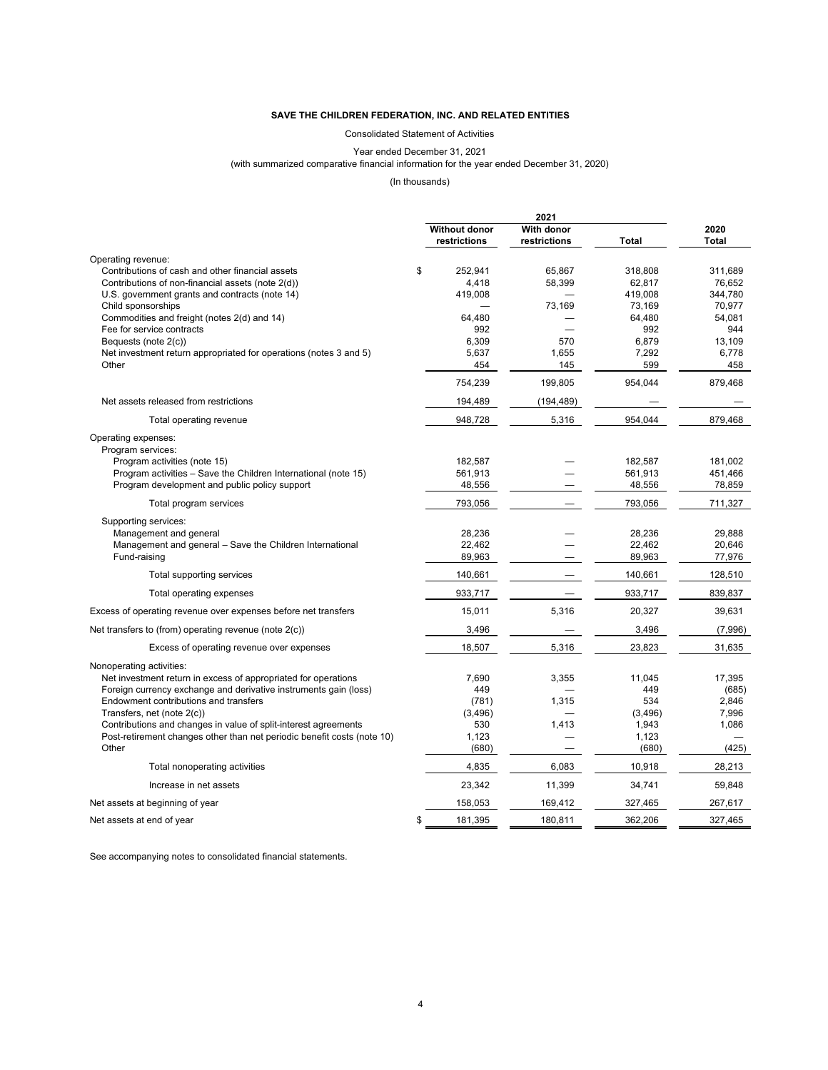**SAVE THE CHILDREN FEDERATION, INC. AND RELATED ENTITIES**

Consolidated Statement of Activities

Year ended December 31, 2021
(with summarized comparative financial information for the year ended December 31, 2020)

(In thousands)

| | 2021 | | | |
|---|---|---|---|---|
| | Without donor restrictions | With donor restrictions | Total | 2020 Total |
| Operating revenue: | | | | |
| Contributions of cash and other financial assets | $ 252,941 | 65,867 | 318,808 | 311,689 |
| Contributions of non-financial assets (note 2(d)) | 4,418 | 58,399 | 62,817 | 76,652 |
| U.S. government grants and contracts (note 14) | 419,008 | — | 419,008 | 344,780 |
| Child sponsorships | — | 73,169 | 73,169 | 70,977 |
| Commodities and freight (notes 2(d) and 14) | 64,480 | — | 64,480 | 54,081 |
| Fee for service contracts | 992 | — | 992 | 944 |
| Bequests (note 2(c)) | 6,309 | 570 | 6,879 | 13,109 |
| Net investment return appropriated for operations (notes 3 and 5) | 5,637 | 1,655 | 7,292 | 6,778 |
| Other | 454 | 145 | 599 | 458 |
| | 754,239 | 199,805 | 954,044 | 879,468 |
| Net assets released from restrictions | 194,489 | (194,489) | — | — |
| Total operating revenue | 948,728 | 5,316 | 954,044 | 879,468 |
| Operating expenses: | | | | |
| Program services: | | | | |
| Program activities (note 15) | 182,587 | — | 182,587 | 181,002 |
| Program activities – Save the Children International (note 15) | 561,913 | — | 561,913 | 451,466 |
| Program development and public policy support | 48,556 | — | 48,556 | 78,859 |
| Total program services | 793,056 | — | 793,056 | 711,327 |
| Supporting services: | | | | |
| Management and general | 28,236 | — | 28,236 | 29,888 |
| Management and general – Save the Children International | 22,462 | — | 22,462 | 20,646 |
| Fund-raising | 89,963 | — | 89,963 | 77,976 |
| Total supporting services | 140,661 | — | 140,661 | 128,510 |
| Total operating expenses | 933,717 | — | 933,717 | 839,837 |
| Excess of operating revenue over expenses before net transfers | 15,011 | 5,316 | 20,327 | 39,631 |
| Net transfers to (from) operating revenue (note 2(c)) | 3,496 | — | 3,496 | (7,996) |
| Excess of operating revenue over expenses | 18,507 | 5,316 | 23,823 | 31,635 |
| Nonoperating activities: | | | | |
| Net investment return in excess of appropriated for operations | 7,690 | 3,355 | 11,045 | 17,395 |
| Foreign currency exchange and derivative instruments gain (loss) | 449 | — | 449 | (685) |
| Endowment contributions and transfers | (781) | 1,315 | 534 | 2,846 |
| Transfers, net (note 2(c)) | (3,496) | — | (3,496) | 7,996 |
| Contributions and changes in value of split-interest agreements | 530 | 1,413 | 1,943 | 1,086 |
| Post-retirement changes other than net periodic benefit costs (note 10) | 1,123 | — | 1,123 | — |
| Other | (680) | — | (680) | (425) |
| Total nonoperating activities | 4,835 | 6,083 | 10,918 | 28,213 |
| Increase in net assets | 23,342 | 11,399 | 34,741 | 59,848 |
| Net assets at beginning of year | 158,053 | 169,412 | 327,465 | 267,617 |
| Net assets at end of year | $ 181,395 | 180,811 | 362,206 | 327,465 |

See accompanying notes to consolidated financial statements.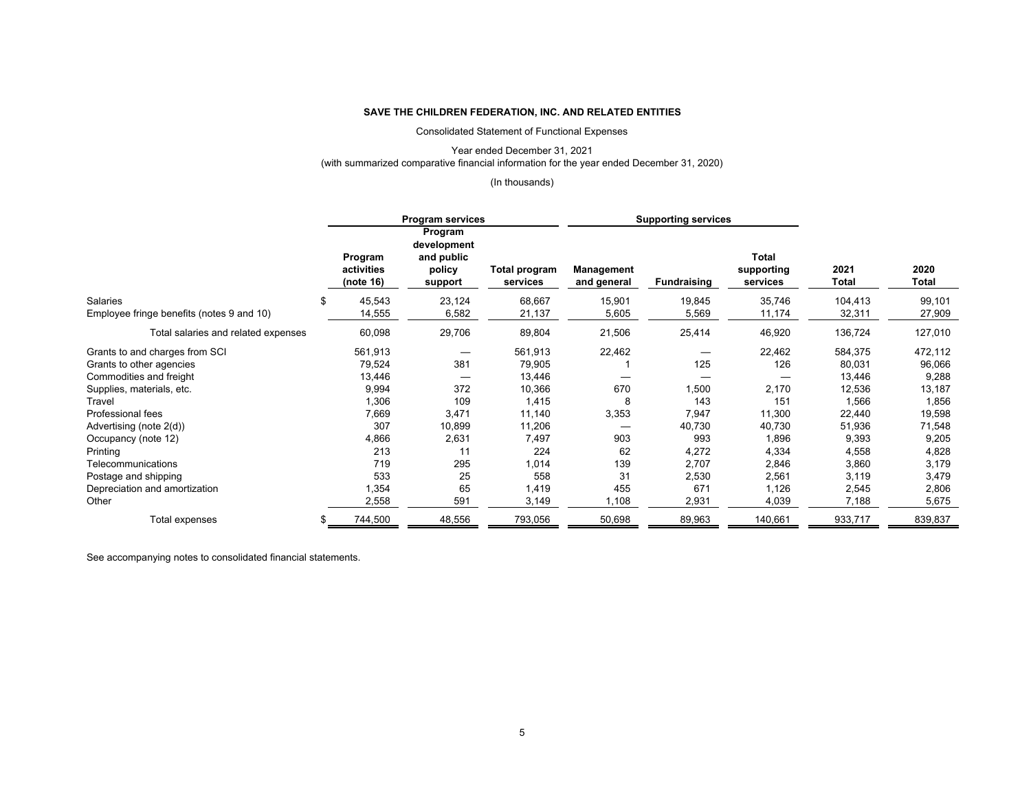**SAVE THE CHILDREN FEDERATION, INC. AND RELATED ENTITIES**

Consolidated Statement of Functional Expenses

Year ended December 31, 2021
(with summarized comparative financial information for the year ended December 31, 2020)

(In thousands)

| | Program services | | | Supporting services | | | | |
|---|---|---|---|---|---|---|---|---|
| | Program activities (note 16) | Program development and public policy support | Total program services | Management and general | Fundraising | Total supporting services | 2021 Total | 2020 Total |
| Salaries | $ 45,543 | 23,124 | 68,667 | 15,901 | 19,845 | 35,746 | 104,413 | 99,101 |
| Employee fringe benefits (notes 9 and 10) | 14,555 | 6,582 | 21,137 | 5,605 | 5,569 | 11,174 | 32,311 | 27,909 |
| Total salaries and related expenses | 60,098 | 29,706 | 89,804 | 21,506 | 25,414 | 46,920 | 136,724 | 127,010 |
| Grants to and charges from SCI | 561,913 | — | 561,913 | 22,462 | — | 22,462 | 584,375 | 472,112 |
| Grants to other agencies | 79,524 | 381 | 79,905 | 1 | 125 | 126 | 80,031 | 96,066 |
| Commodities and freight | 13,446 | — | 13,446 | — | — | — | 13,446 | 9,288 |
| Supplies, materials, etc. | 9,994 | 372 | 10,366 | 670 | 1,500 | 2,170 | 12,536 | 13,187 |
| Travel | 1,306 | 109 | 1,415 | 8 | 143 | 151 | 1,566 | 1,856 |
| Professional fees | 7,669 | 3,471 | 11,140 | 3,353 | 7,947 | 11,300 | 22,440 | 19,598 |
| Advertising (note 2(d)) | 307 | 10,899 | 11,206 | — | 40,730 | 40,730 | 51,936 | 71,548 |
| Occupancy (note 12) | 4,866 | 2,631 | 7,497 | 903 | 993 | 1,896 | 9,393 | 9,205 |
| Printing | 213 | 11 | 224 | 62 | 4,272 | 4,334 | 4,558 | 4,828 |
| Telecommunications | 719 | 295 | 1,014 | 139 | 2,707 | 2,846 | 3,860 | 3,179 |
| Postage and shipping | 533 | 25 | 558 | 31 | 2,530 | 2,561 | 3,119 | 3,479 |
| Depreciation and amortization | 1,354 | 65 | 1,419 | 455 | 671 | 1,126 | 2,545 | 2,806 |
| Other | 2,558 | 591 | 3,149 | 1,108 | 2,931 | 4,039 | 7,188 | 5,675 |
| Total expenses | $ 744,500 | 48,556 | 793,056 | 50,698 | 89,963 | 140,661 | 933,717 | 839,837 |

See accompanying notes to consolidated financial statements.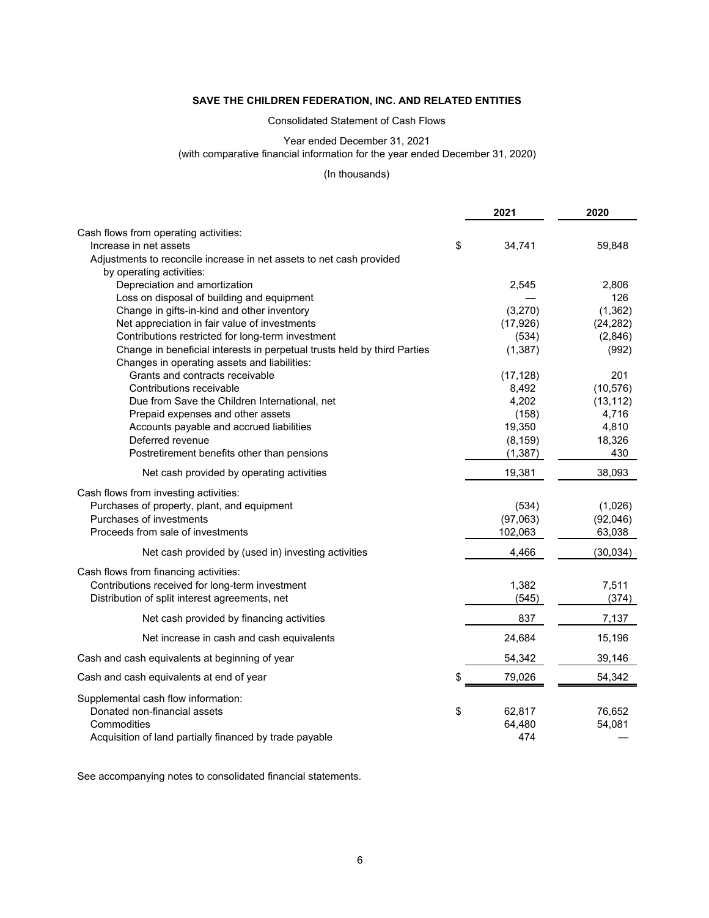**SAVE THE CHILDREN FEDERATION, INC. AND RELATED ENTITIES**

Consolidated Statement of Cash Flows

Year ended December 31, 2021
(with comparative financial information for the year ended December 31, 2020)

(In thousands)

| | 2021 | 2020 |
|---|---|---|
| Cash flows from operating activities: | | |
| Increase in net assets | $ 34,741 | 59,848 |
| Adjustments to reconcile increase in net assets to net cash provided by operating activities: | | |
| Depreciation and amortization | 2,545 | 2,806 |
| Loss on disposal of building and equipment | — | 126 |
| Change in gifts-in-kind and other inventory | (3,270) | (1,362) |
| Net appreciation in fair value of investments | (17,926) | (24,282) |
| Contributions restricted for long-term investment | (534) | (2,846) |
| Change in beneficial interests in perpetual trusts held by third Parties | (1,387) | (992) |
| Changes in operating assets and liabilities: | | |
| Grants and contracts receivable | (17,128) | 201 |
| Contributions receivable | 8,492 | (10,576) |
| Due from Save the Children International, net | 4,202 | (13,112) |
| Prepaid expenses and other assets | (158) | 4,716 |
| Accounts payable and accrued liabilities | 19,350 | 4,810 |
| Deferred revenue | (8,159) | 18,326 |
| Postretirement benefits other than pensions | (1,387) | 430 |
| Net cash provided by operating activities | 19,381 | 38,093 |
| Cash flows from investing activities: | | |
| Purchases of property, plant, and equipment | (534) | (1,026) |
| Purchases of investments | (97,063) | (92,046) |
| Proceeds from sale of investments | 102,063 | 63,038 |
| Net cash provided by (used in) investing activities | 4,466 | (30,034) |
| Cash flows from financing activities: | | |
| Contributions received for long-term investment | 1,382 | 7,511 |
| Distribution of split interest agreements, net | (545) | (374) |
| Net cash provided by financing activities | 837 | 7,137 |
| Net increase in cash and cash equivalents | 24,684 | 15,196 |
| Cash and cash equivalents at beginning of year | 54,342 | 39,146 |
| Cash and cash equivalents at end of year | $ 79,026 | 54,342 |
| Supplemental cash flow information: | | |
| Donated non-financial assets | $ 62,817 | 76,652 |
| Commodities | 64,480 | 54,081 |
| Acquisition of land partially financed by trade payable | 474 | — |

See accompanying notes to consolidated financial statements.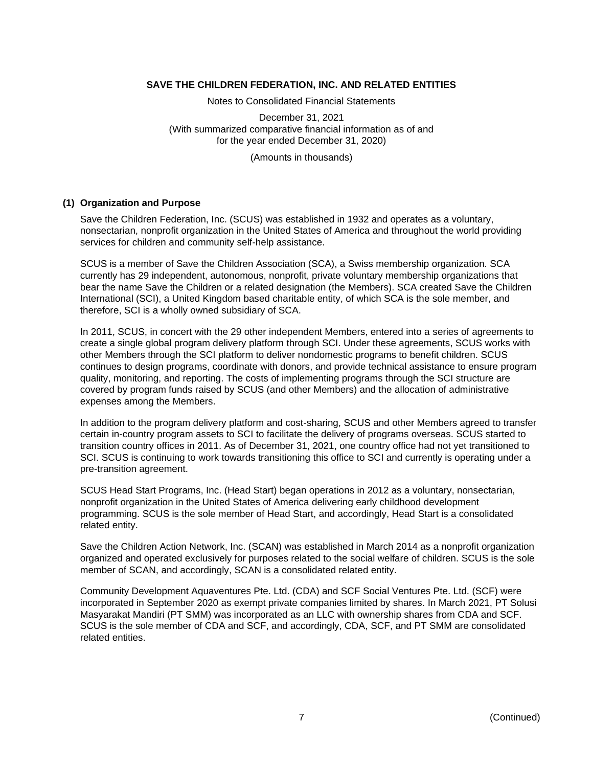# SAVE THE CHILDREN FEDERATION, INC. AND RELATED ENTITIES

Notes to Consolidated Financial Statements

December 31, 2021
(With summarized comparative financial information as of and for the year ended December 31, 2020)

(Amounts in thousands)

## (1) Organization and Purpose

Save the Children Federation, Inc. (SCUS) was established in 1932 and operates as a voluntary, nonsectarian, nonprofit organization in the United States of America and throughout the world providing services for children and community self-help assistance.

SCUS is a member of Save the Children Association (SCA), a Swiss membership organization. SCA currently has 29 independent, autonomous, nonprofit, private voluntary membership organizations that bear the name Save the Children or a related designation (the Members). SCA created Save the Children International (SCI), a United Kingdom based charitable entity, of which SCA is the sole member, and therefore, SCI is a wholly owned subsidiary of SCA.

In 2011, SCUS, in concert with the 29 other independent Members, entered into a series of agreements to create a single global program delivery platform through SCI. Under these agreements, SCUS works with other Members through the SCI platform to deliver nondomestic programs to benefit children. SCUS continues to design programs, coordinate with donors, and provide technical assistance to ensure program quality, monitoring, and reporting. The costs of implementing programs through the SCI structure are covered by program funds raised by SCUS (and other Members) and the allocation of administrative expenses among the Members.

In addition to the program delivery platform and cost-sharing, SCUS and other Members agreed to transfer certain in-country program assets to SCI to facilitate the delivery of programs overseas. SCUS started to transition country offices in 2011. As of December 31, 2021, one country office had not yet transitioned to SCI. SCUS is continuing to work towards transitioning this office to SCI and currently is operating under a pre-transition agreement.

SCUS Head Start Programs, Inc. (Head Start) began operations in 2012 as a voluntary, nonsectarian, nonprofit organization in the United States of America delivering early childhood development programming. SCUS is the sole member of Head Start, and accordingly, Head Start is a consolidated related entity.

Save the Children Action Network, Inc. (SCAN) was established in March 2014 as a nonprofit organization organized and operated exclusively for purposes related to the social welfare of children. SCUS is the sole member of SCAN, and accordingly, SCAN is a consolidated related entity.

Community Development Aquaventures Pte. Ltd. (CDA) and SCF Social Ventures Pte. Ltd. (SCF) were incorporated in September 2020 as exempt private companies limited by shares. In March 2021, PT Solusi Masyarakat Mandiri (PT SMM) was incorporated as an LLC with ownership shares from CDA and SCF. SCUS is the sole member of CDA and SCF, and accordingly, CDA, SCF, and PT SMM are consolidated related entities.

(Continued)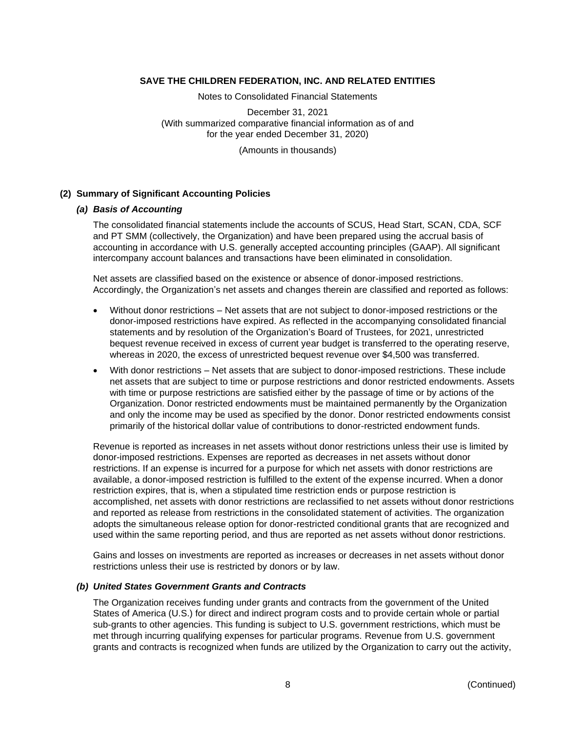**SAVE THE CHILDREN FEDERATION, INC. AND RELATED ENTITIES**

Notes to Consolidated Financial Statements

December 31, 2021
(With summarized comparative financial information as of and
for the year ended December 31, 2020)

(Amounts in thousands)

## (2) Summary of Significant Accounting Policies

### *(a) Basis of Accounting*

The consolidated financial statements include the accounts of SCUS, Head Start, SCAN, CDA, SCF and PT SMM (collectively, the Organization) and have been prepared using the accrual basis of accounting in accordance with U.S. generally accepted accounting principles (GAAP). All significant intercompany account balances and transactions have been eliminated in consolidation.

Net assets are classified based on the existence or absence of donor-imposed restrictions. Accordingly, the Organization's net assets and changes therein are classified and reported as follows:

- Without donor restrictions – Net assets that are not subject to donor-imposed restrictions or the donor-imposed restrictions have expired. As reflected in the accompanying consolidated financial statements and by resolution of the Organization's Board of Trustees, for 2021, unrestricted bequest revenue received in excess of current year budget is transferred to the operating reserve, whereas in 2020, the excess of unrestricted bequest revenue over $4,500 was transferred.
- With donor restrictions – Net assets that are subject to donor-imposed restrictions. These include net assets that are subject to time or purpose restrictions and donor restricted endowments. Assets with time or purpose restrictions are satisfied either by the passage of time or by actions of the Organization. Donor restricted endowments must be maintained permanently by the Organization and only the income may be used as specified by the donor. Donor restricted endowments consist primarily of the historical dollar value of contributions to donor-restricted endowment funds.

Revenue is reported as increases in net assets without donor restrictions unless their use is limited by donor-imposed restrictions. Expenses are reported as decreases in net assets without donor restrictions. If an expense is incurred for a purpose for which net assets with donor restrictions are available, a donor-imposed restriction is fulfilled to the extent of the expense incurred. When a donor restriction expires, that is, when a stipulated time restriction ends or purpose restriction is accomplished, net assets with donor restrictions are reclassified to net assets without donor restrictions and reported as release from restrictions in the consolidated statement of activities. The organization adopts the simultaneous release option for donor-restricted conditional grants that are recognized and used within the same reporting period, and thus are reported as net assets without donor restrictions.

Gains and losses on investments are reported as increases or decreases in net assets without donor restrictions unless their use is restricted by donors or by law.

### *(b) United States Government Grants and Contracts*

The Organization receives funding under grants and contracts from the government of the United States of America (U.S.) for direct and indirect program costs and to provide certain whole or partial sub-grants to other agencies. This funding is subject to U.S. government restrictions, which must be met through incurring qualifying expenses for particular programs. Revenue from U.S. government grants and contracts is recognized when funds are utilized by the Organization to carry out the activity,

(Continued)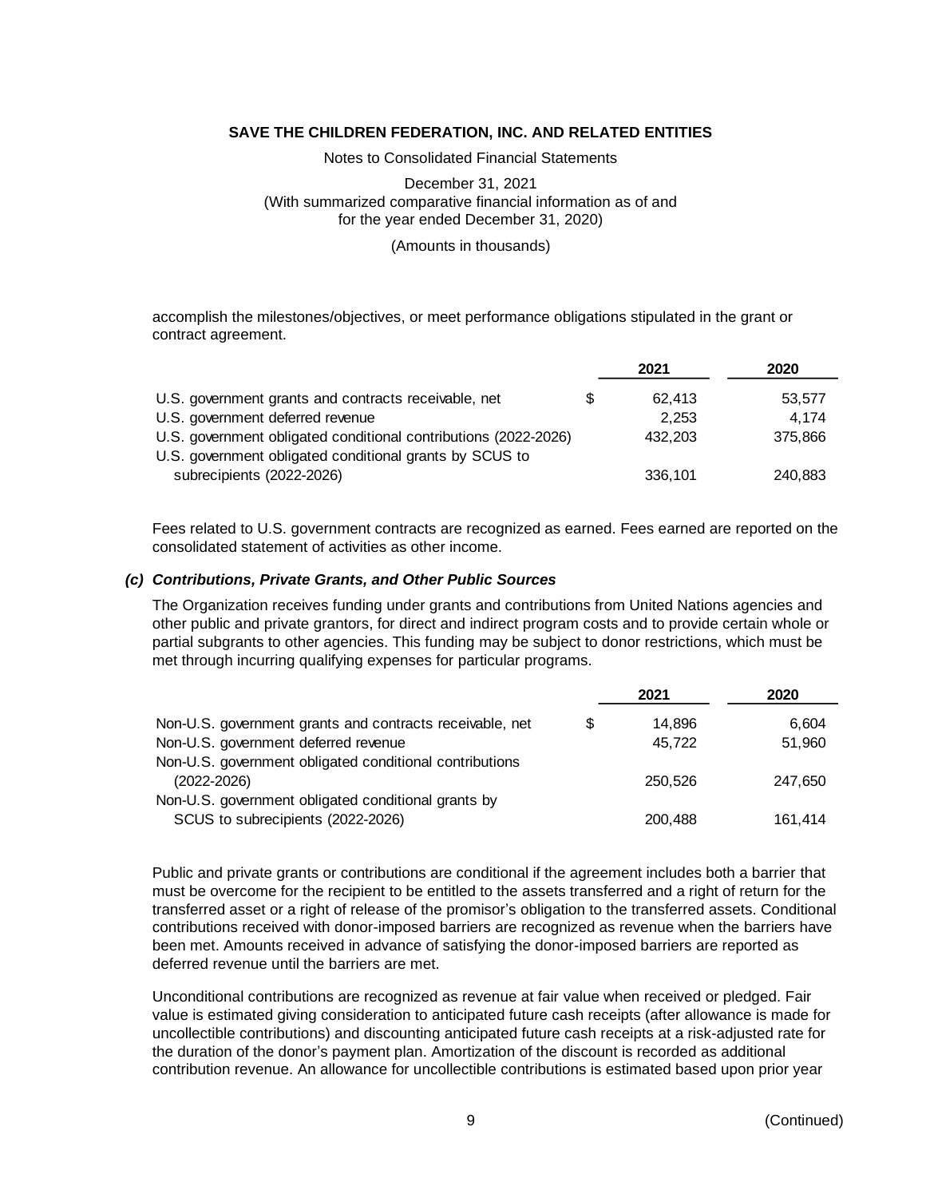accomplish the milestones/objectives, or meet performance obligations stipulated in the grant or contract agreement.

| | | 2021 | 2020 |
|---|---|---|---|
| U.S. government grants and contracts receivable, net | $ | 62,413 | 53,577 |
| U.S. government deferred revenue | | 2,253 | 4,174 |
| U.S. government obligated conditional contributions (2022-2026) | | 432,203 | 375,866 |
| U.S. government obligated conditional grants by SCUS to subrecipients (2022-2026) | | 336,101 | 240,883 |

Fees related to U.S. government contracts are recognized as earned. Fees earned are reported on the consolidated statement of activities as other income.

### *(c) Contributions, Private Grants, and Other Public Sources*

The Organization receives funding under grants and contributions from United Nations agencies and other public and private grantors, for direct and indirect program costs and to provide certain whole or partial subgrants to other agencies. This funding may be subject to donor restrictions, which must be met through incurring qualifying expenses for particular programs.

| | | 2021 | 2020 |
|---|---|---|---|
| Non-U.S. government grants and contracts receivable, net | $ | 14,896 | 6,604 |
| Non-U.S. government deferred revenue | | 45,722 | 51,960 |
| Non-U.S. government obligated conditional contributions (2022-2026) | | 250,526 | 247,650 |
| Non-U.S. government obligated conditional grants by SCUS to subrecipients (2022-2026) | | 200,488 | 161,414 |

Public and private grants or contributions are conditional if the agreement includes both a barrier that must be overcome for the recipient to be entitled to the assets transferred and a right of return for the transferred asset or a right of release of the promisor's obligation to the transferred assets. Conditional contributions received with donor-imposed barriers are recognized as revenue when the barriers have been met. Amounts received in advance of satisfying the donor-imposed barriers are reported as deferred revenue until the barriers are met.

Unconditional contributions are recognized as revenue at fair value when received or pledged. Fair value is estimated giving consideration to anticipated future cash receipts (after allowance is made for uncollectible contributions) and discounting anticipated future cash receipts at a risk-adjusted rate for the duration of the donor's payment plan. Amortization of the discount is recorded as additional contribution revenue. An allowance for uncollectible contributions is estimated based upon prior year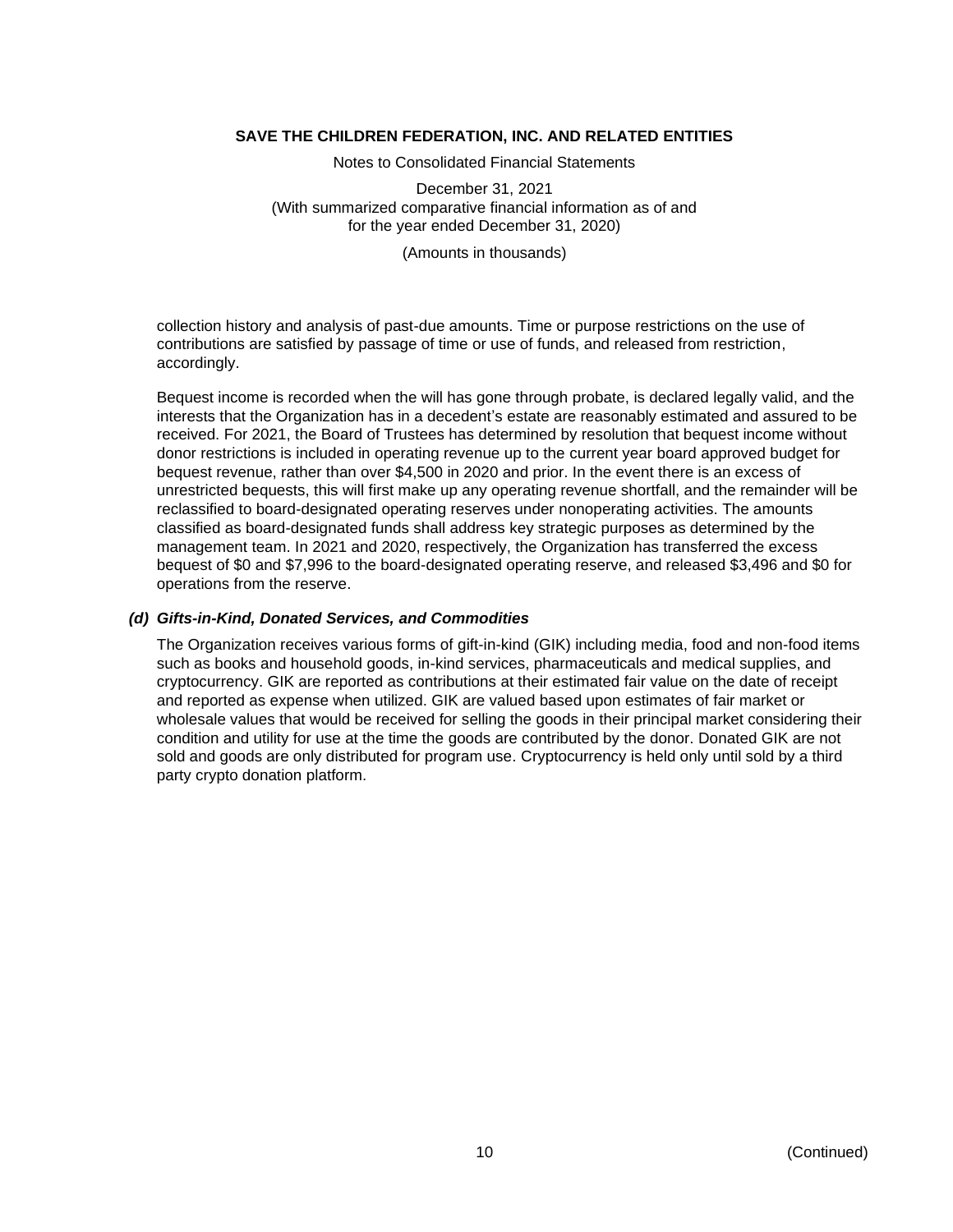collection history and analysis of past-due amounts. Time or purpose restrictions on the use of contributions are satisfied by passage of time or use of funds, and released from restriction, accordingly.

Bequest income is recorded when the will has gone through probate, is declared legally valid, and the interests that the Organization has in a decedent's estate are reasonably estimated and assured to be received. For 2021, the Board of Trustees has determined by resolution that bequest income without donor restrictions is included in operating revenue up to the current year board approved budget for bequest revenue, rather than over $4,500 in 2020 and prior. In the event there is an excess of unrestricted bequests, this will first make up any operating revenue shortfall, and the remainder will be reclassified to board-designated operating reserves under nonoperating activities. The amounts classified as board-designated funds shall address key strategic purposes as determined by the management team. In 2021 and 2020, respectively, the Organization has transferred the excess bequest of $0 and $7,996 to the board-designated operating reserve, and released $3,496 and $0 for operations from the reserve.

### *(d) Gifts-in-Kind, Donated Services, and Commodities*

The Organization receives various forms of gift-in-kind (GIK) including media, food and non-food items such as books and household goods, in-kind services, pharmaceuticals and medical supplies, and cryptocurrency. GIK are reported as contributions at their estimated fair value on the date of receipt and reported as expense when utilized. GIK are valued based upon estimates of fair market or wholesale values that would be received for selling the goods in their principal market considering their condition and utility for use at the time the goods are contributed by the donor. Donated GIK are not sold and goods are only distributed for program use. Cryptocurrency is held only until sold by a third party crypto donation platform.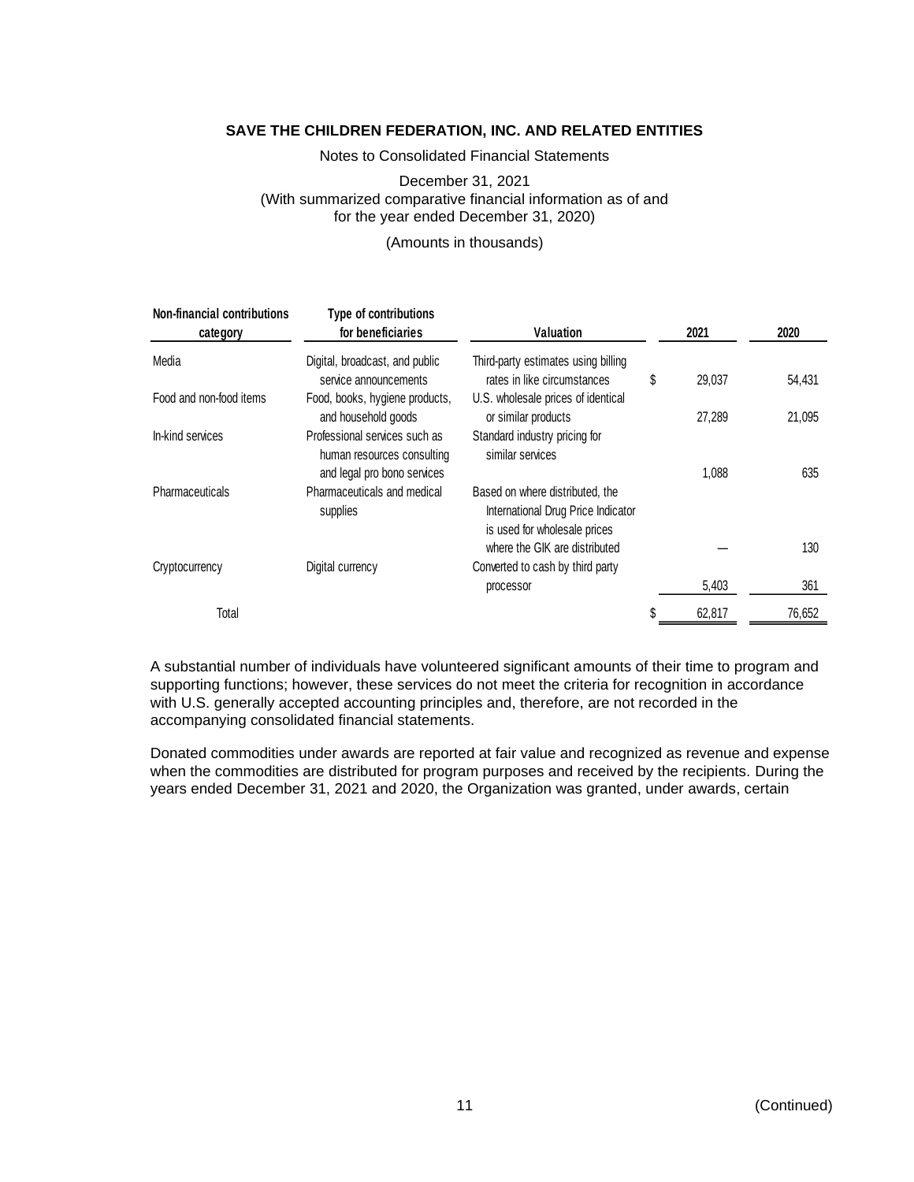**SAVE THE CHILDREN FEDERATION, INC. AND RELATED ENTITIES**

Notes to Consolidated Financial Statements

December 31, 2021
(With summarized comparative financial information as of and for the year ended December 31, 2020)

(Amounts in thousands)

| Non-financial contributions category | Type of contributions for beneficiaries | Valuation | | 2021 | 2020 |
|---|---|---|---|---|---|
| Media | Digital, broadcast, and public service announcements | Third-party estimates using billing rates in like circumstances | $ | 29,037 | 54,431 |
| Food and non-food items | Food, books, hygiene products, and household goods | U.S. wholesale prices of identical or similar products | | 27,289 | 21,095 |
| In-kind services | Professional services such as human resources consulting and legal pro bono services | Standard industry pricing for similar services | | 1,088 | 635 |
| Pharmaceuticals | Pharmaceuticals and medical supplies | Based on where distributed, the International Drug Price Indicator is used for wholesale prices where the GIK are distributed | | — | 130 |
| Cryptocurrency | Digital currency | Converted to cash by third party processor | | 5,403 | 361 |
| Total | | | $ | 62,817 | 76,652 |

A substantial number of individuals have volunteered significant amounts of their time to program and supporting functions; however, these services do not meet the criteria for recognition in accordance with U.S. generally accepted accounting principles and, therefore, are not recorded in the accompanying consolidated financial statements.

Donated commodities under awards are reported at fair value and recognized as revenue and expense when the commodities are distributed for program purposes and received by the recipients. During the years ended December 31, 2021 and 2020, the Organization was granted, under awards, certain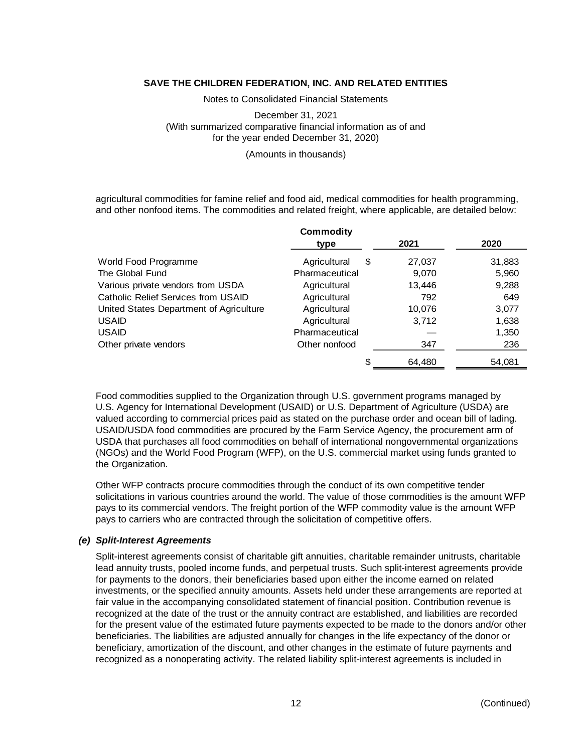agricultural commodities for famine relief and food aid, medical commodities for health programming, and other nonfood items. The commodities and related freight, where applicable, are detailed below:

| | Commodity type | 2021 | 2020 |
|---|---|---|---|
| World Food Programme | Agricultural | $ 27,037 | 31,883 |
| The Global Fund | Pharmaceutical | 9,070 | 5,960 |
| Various private vendors from USDA | Agricultural | 13,446 | 9,288 |
| Catholic Relief Services from USAID | Agricultural | 792 | 649 |
| United States Department of Agriculture | Agricultural | 10,076 | 3,077 |
| USAID | Agricultural | 3,712 | 1,638 |
| USAID | Pharmaceutical | — | 1,350 |
| Other private vendors | Other nonfood | 347 | 236 |
| | | $ 64,480 | 54,081 |

Food commodities supplied to the Organization through U.S. government programs managed by U.S. Agency for International Development (USAID) or U.S. Department of Agriculture (USDA) are valued according to commercial prices paid as stated on the purchase order and ocean bill of lading. USAID/USDA food commodities are procured by the Farm Service Agency, the procurement arm of USDA that purchases all food commodities on behalf of international nongovernmental organizations (NGOs) and the World Food Program (WFP), on the U.S. commercial market using funds granted to the Organization.

Other WFP contracts procure commodities through the conduct of its own competitive tender solicitations in various countries around the world. The value of those commodities is the amount WFP pays to its commercial vendors. The freight portion of the WFP commodity value is the amount WFP pays to carriers who are contracted through the solicitation of competitive offers.

### *(e) Split-Interest Agreements*

Split-interest agreements consist of charitable gift annuities, charitable remainder unitrusts, charitable lead annuity trusts, pooled income funds, and perpetual trusts. Such split-interest agreements provide for payments to the donors, their beneficiaries based upon either the income earned on related investments, or the specified annuity amounts. Assets held under these arrangements are reported at fair value in the accompanying consolidated statement of financial position. Contribution revenue is recognized at the date of the trust or the annuity contract are established, and liabilities are recorded for the present value of the estimated future payments expected to be made to the donors and/or other beneficiaries. The liabilities are adjusted annually for changes in the life expectancy of the donor or beneficiary, amortization of the discount, and other changes in the estimate of future payments and recognized as a nonoperating activity. The related liability split-interest agreements is included in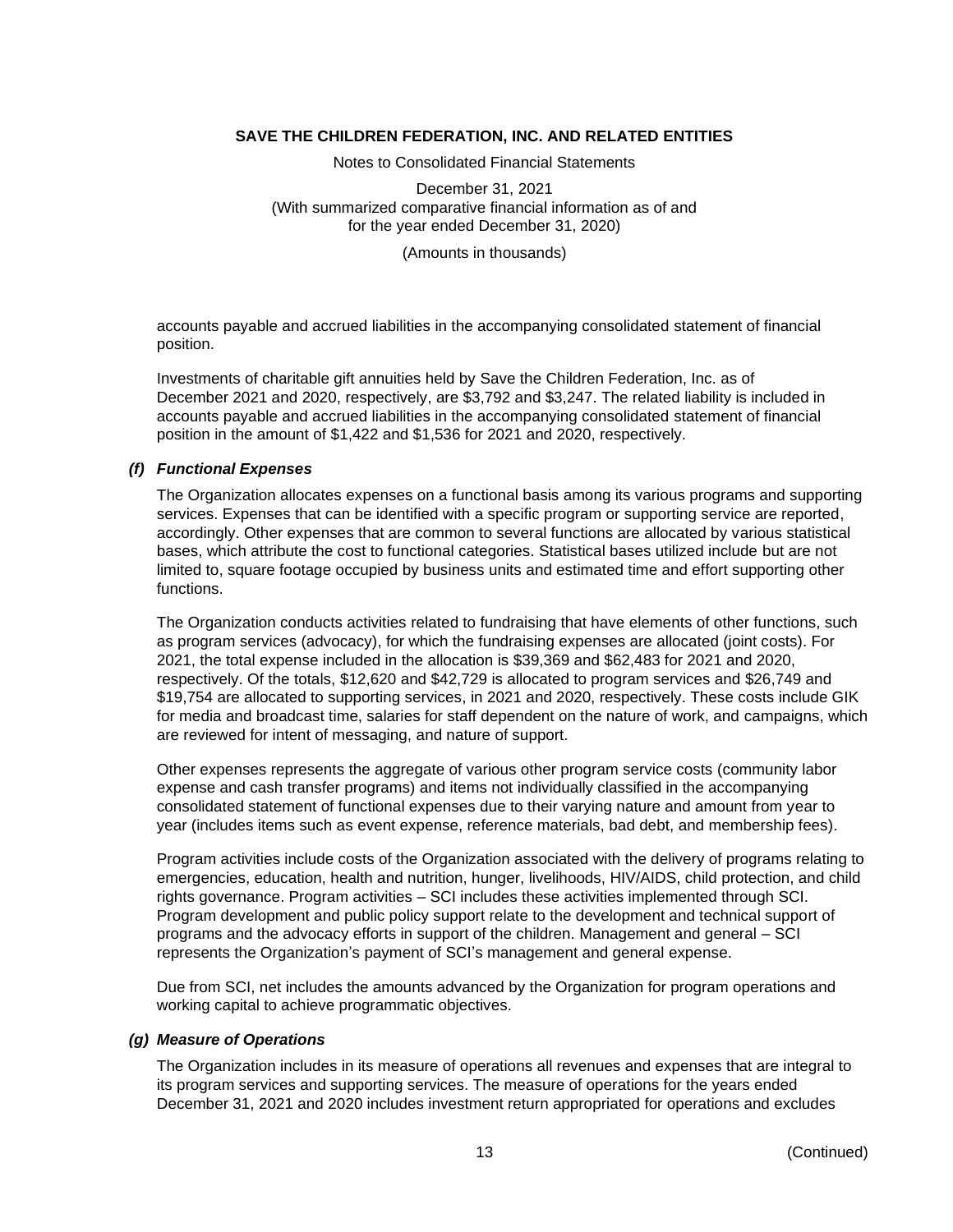accounts payable and accrued liabilities in the accompanying consolidated statement of financial position.

Investments of charitable gift annuities held by Save the Children Federation, Inc. as of December 2021 and 2020, respectively, are $3,792 and $3,247. The related liability is included in accounts payable and accrued liabilities in the accompanying consolidated statement of financial position in the amount of $1,422 and $1,536 for 2021 and 2020, respectively.

### *(f) Functional Expenses*

The Organization allocates expenses on a functional basis among its various programs and supporting services. Expenses that can be identified with a specific program or supporting service are reported, accordingly. Other expenses that are common to several functions are allocated by various statistical bases, which attribute the cost to functional categories. Statistical bases utilized include but are not limited to, square footage occupied by business units and estimated time and effort supporting other functions.

The Organization conducts activities related to fundraising that have elements of other functions, such as program services (advocacy), for which the fundraising expenses are allocated (joint costs). For 2021, the total expense included in the allocation is $39,369 and $62,483 for 2021 and 2020, respectively. Of the totals, $12,620 and $42,729 is allocated to program services and $26,749 and $19,754 are allocated to supporting services, in 2021 and 2020, respectively. These costs include GIK for media and broadcast time, salaries for staff dependent on the nature of work, and campaigns, which are reviewed for intent of messaging, and nature of support.

Other expenses represents the aggregate of various other program service costs (community labor expense and cash transfer programs) and items not individually classified in the accompanying consolidated statement of functional expenses due to their varying nature and amount from year to year (includes items such as event expense, reference materials, bad debt, and membership fees).

Program activities include costs of the Organization associated with the delivery of programs relating to emergencies, education, health and nutrition, hunger, livelihoods, HIV/AIDS, child protection, and child rights governance. Program activities – SCI includes these activities implemented through SCI. Program development and public policy support relate to the development and technical support of programs and the advocacy efforts in support of the children. Management and general – SCI represents the Organization's payment of SCI's management and general expense.

Due from SCI, net includes the amounts advanced by the Organization for program operations and working capital to achieve programmatic objectives.

### *(g) Measure of Operations*

The Organization includes in its measure of operations all revenues and expenses that are integral to its program services and supporting services. The measure of operations for the years ended December 31, 2021 and 2020 includes investment return appropriated for operations and excludes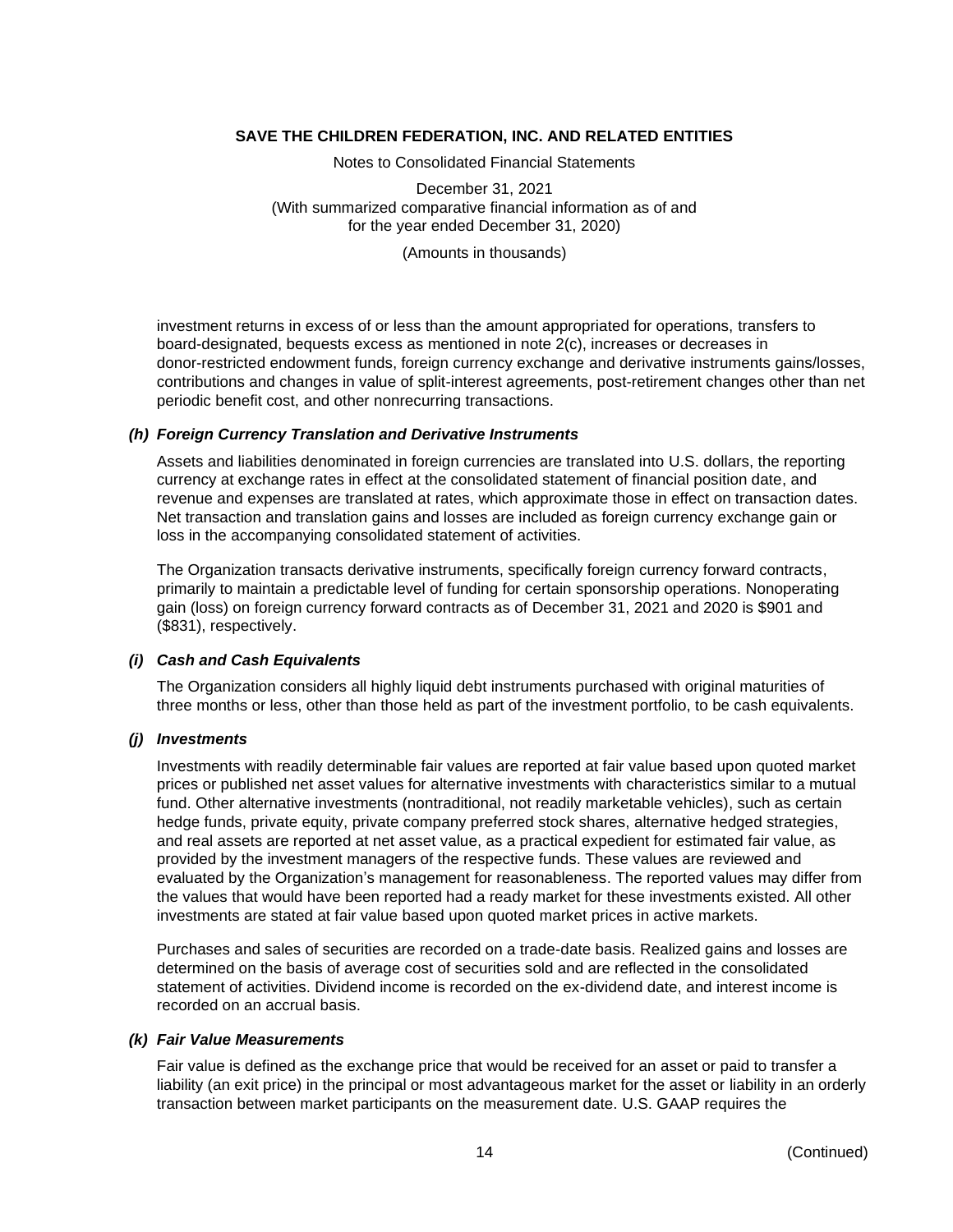investment returns in excess of or less than the amount appropriated for operations, transfers to board-designated, bequests excess as mentioned in note 2(c), increases or decreases in donor-restricted endowment funds, foreign currency exchange and derivative instruments gains/losses, contributions and changes in value of split-interest agreements, post-retirement changes other than net periodic benefit cost, and other nonrecurring transactions.

### *(h) Foreign Currency Translation and Derivative Instruments*

Assets and liabilities denominated in foreign currencies are translated into U.S. dollars, the reporting currency at exchange rates in effect at the consolidated statement of financial position date, and revenue and expenses are translated at rates, which approximate those in effect on transaction dates. Net transaction and translation gains and losses are included as foreign currency exchange gain or loss in the accompanying consolidated statement of activities.

The Organization transacts derivative instruments, specifically foreign currency forward contracts, primarily to maintain a predictable level of funding for certain sponsorship operations. Nonoperating gain (loss) on foreign currency forward contracts as of December 31, 2021 and 2020 is $901 and ($831), respectively.

### *(i) Cash and Cash Equivalents*

The Organization considers all highly liquid debt instruments purchased with original maturities of three months or less, other than those held as part of the investment portfolio, to be cash equivalents.

### *(j) Investments*

Investments with readily determinable fair values are reported at fair value based upon quoted market prices or published net asset values for alternative investments with characteristics similar to a mutual fund. Other alternative investments (nontraditional, not readily marketable vehicles), such as certain hedge funds, private equity, private company preferred stock shares, alternative hedged strategies, and real assets are reported at net asset value, as a practical expedient for estimated fair value, as provided by the investment managers of the respective funds. These values are reviewed and evaluated by the Organization's management for reasonableness. The reported values may differ from the values that would have been reported had a ready market for these investments existed. All other investments are stated at fair value based upon quoted market prices in active markets.

Purchases and sales of securities are recorded on a trade-date basis. Realized gains and losses are determined on the basis of average cost of securities sold and are reflected in the consolidated statement of activities. Dividend income is recorded on the ex-dividend date, and interest income is recorded on an accrual basis.

### *(k) Fair Value Measurements*

Fair value is defined as the exchange price that would be received for an asset or paid to transfer a liability (an exit price) in the principal or most advantageous market for the asset or liability in an orderly transaction between market participants on the measurement date. U.S. GAAP requires the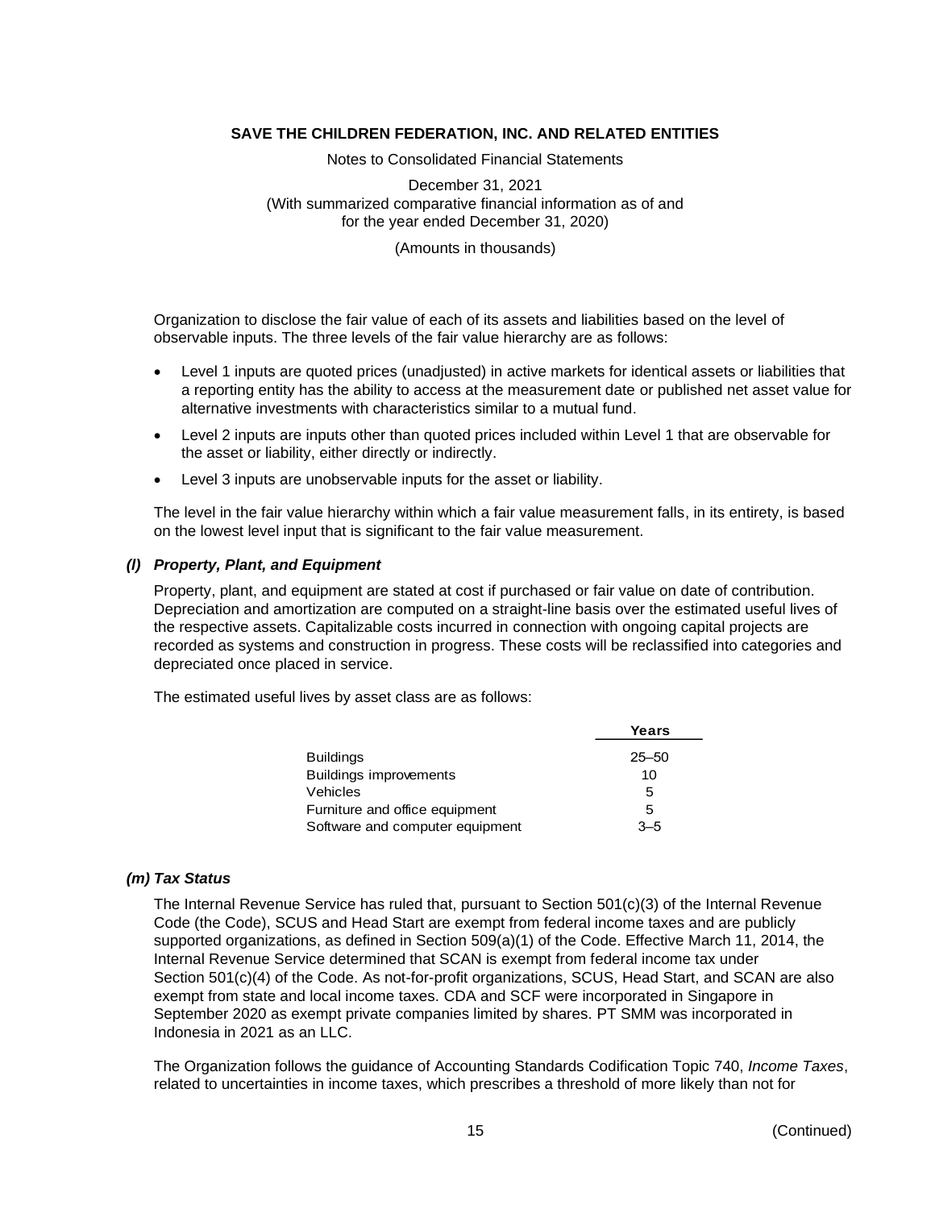Organization to disclose the fair value of each of its assets and liabilities based on the level of observable inputs. The three levels of the fair value hierarchy are as follows:

- Level 1 inputs are quoted prices (unadjusted) in active markets for identical assets or liabilities that a reporting entity has the ability to access at the measurement date or published net asset value for alternative investments with characteristics similar to a mutual fund.
- Level 2 inputs are inputs other than quoted prices included within Level 1 that are observable for the asset or liability, either directly or indirectly.
- Level 3 inputs are unobservable inputs for the asset or liability.

The level in the fair value hierarchy within which a fair value measurement falls, in its entirety, is based on the lowest level input that is significant to the fair value measurement.

### *(l) Property, Plant, and Equipment*

Property, plant, and equipment are stated at cost if purchased or fair value on date of contribution. Depreciation and amortization are computed on a straight-line basis over the estimated useful lives of the respective assets. Capitalizable costs incurred in connection with ongoing capital projects are recorded as systems and construction in progress. These costs will be reclassified into categories and depreciated once placed in service.

The estimated useful lives by asset class are as follows:

| | Years |
|---|---|
| Buildings | 25–50 |
| Buildings improvements | 10 |
| Vehicles | 5 |
| Furniture and office equipment | 5 |
| Software and computer equipment | 3–5 |

### *(m) Tax Status*

The Internal Revenue Service has ruled that, pursuant to Section 501(c)(3) of the Internal Revenue Code (the Code), SCUS and Head Start are exempt from federal income taxes and are publicly supported organizations, as defined in Section 509(a)(1) of the Code. Effective March 11, 2014, the Internal Revenue Service determined that SCAN is exempt from federal income tax under Section 501(c)(4) of the Code. As not-for-profit organizations, SCUS, Head Start, and SCAN are also exempt from state and local income taxes. CDA and SCF were incorporated in Singapore in September 2020 as exempt private companies limited by shares. PT SMM was incorporated in Indonesia in 2021 as an LLC.

The Organization follows the guidance of Accounting Standards Codification Topic 740, *Income Taxes*, related to uncertainties in income taxes, which prescribes a threshold of more likely than not for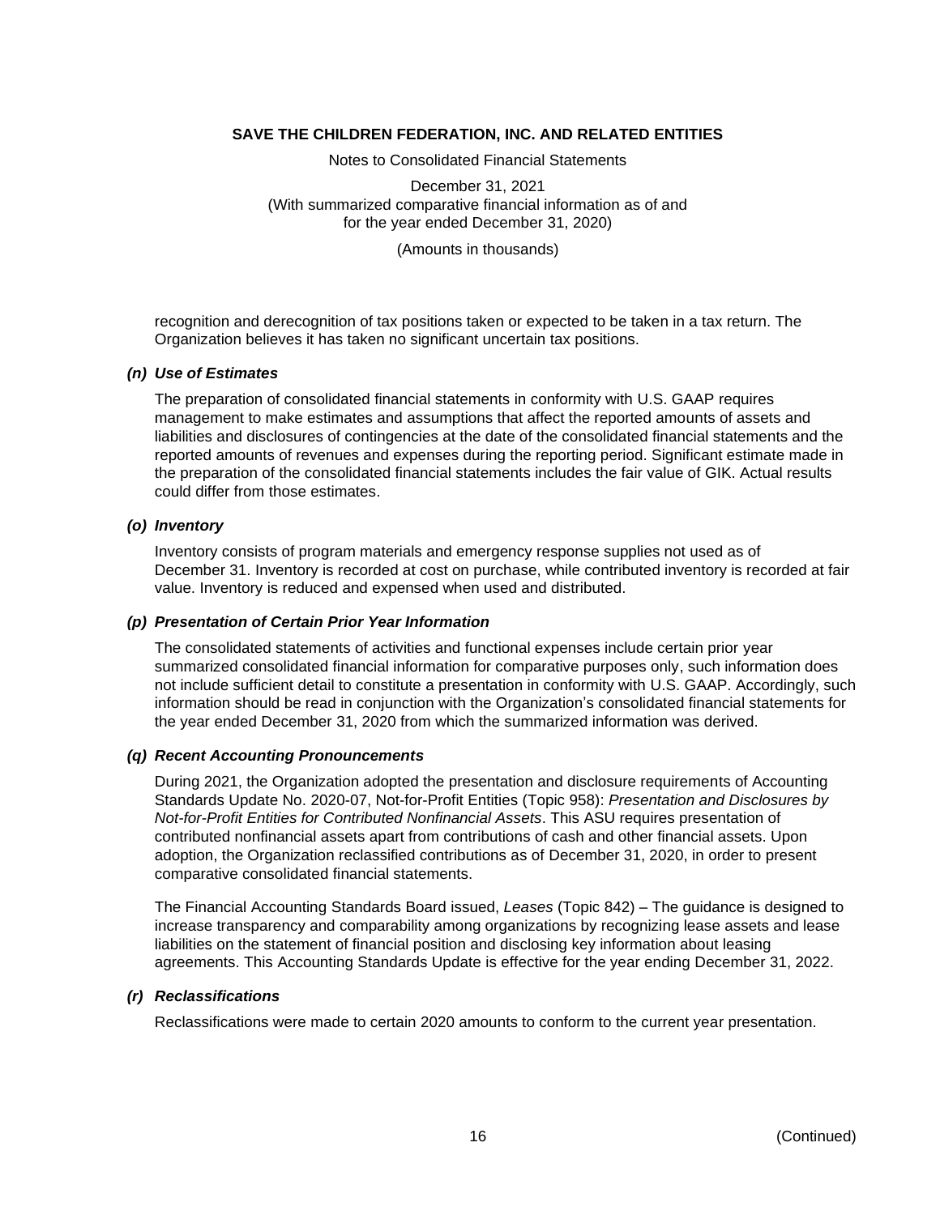recognition and derecognition of tax positions taken or expected to be taken in a tax return. The Organization believes it has taken no significant uncertain tax positions.

### *(n) Use of Estimates*

The preparation of consolidated financial statements in conformity with U.S. GAAP requires management to make estimates and assumptions that affect the reported amounts of assets and liabilities and disclosures of contingencies at the date of the consolidated financial statements and the reported amounts of revenues and expenses during the reporting period. Significant estimate made in the preparation of the consolidated financial statements includes the fair value of GIK. Actual results could differ from those estimates.

### *(o) Inventory*

Inventory consists of program materials and emergency response supplies not used as of December 31. Inventory is recorded at cost on purchase, while contributed inventory is recorded at fair value. Inventory is reduced and expensed when used and distributed.

### *(p) Presentation of Certain Prior Year Information*

The consolidated statements of activities and functional expenses include certain prior year summarized consolidated financial information for comparative purposes only, such information does not include sufficient detail to constitute a presentation in conformity with U.S. GAAP. Accordingly, such information should be read in conjunction with the Organization's consolidated financial statements for the year ended December 31, 2020 from which the summarized information was derived.

### *(q) Recent Accounting Pronouncements*

During 2021, the Organization adopted the presentation and disclosure requirements of Accounting Standards Update No. 2020-07, Not-for-Profit Entities (Topic 958): *Presentation and Disclosures by Not-for-Profit Entities for Contributed Nonfinancial Assets*. This ASU requires presentation of contributed nonfinancial assets apart from contributions of cash and other financial assets. Upon adoption, the Organization reclassified contributions as of December 31, 2020, in order to present comparative consolidated financial statements.

The Financial Accounting Standards Board issued, *Leases* (Topic 842) – The guidance is designed to increase transparency and comparability among organizations by recognizing lease assets and lease liabilities on the statement of financial position and disclosing key information about leasing agreements. This Accounting Standards Update is effective for the year ending December 31, 2022.

### *(r) Reclassifications*

Reclassifications were made to certain 2020 amounts to conform to the current year presentation.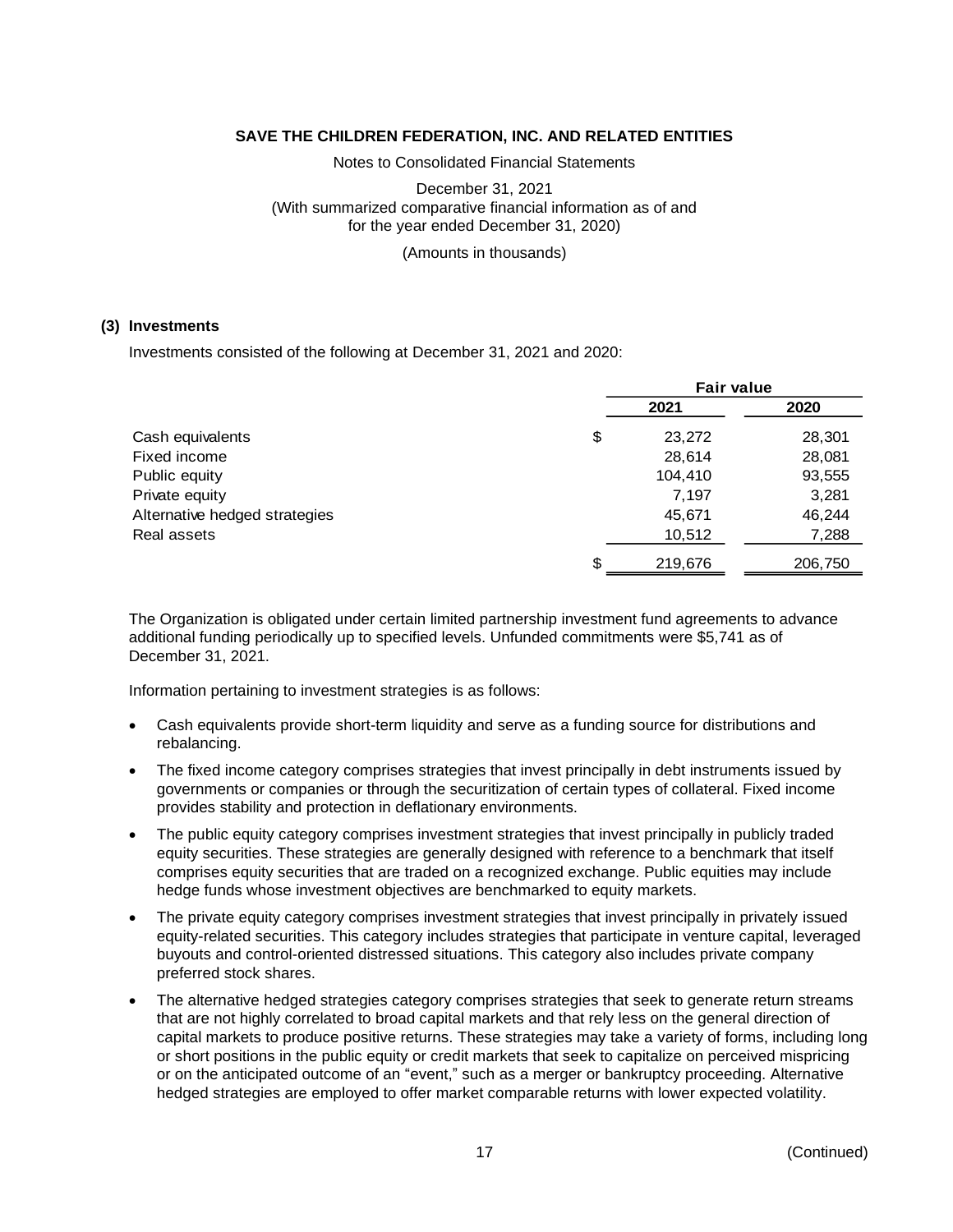## (3) Investments

Investments consisted of the following at December 31, 2021 and 2020:

| | Fair value | |
|---|---|---|
| | 2021 | 2020 |
| Cash equivalents | $ 23,272 | 28,301 |
| Fixed income | 28,614 | 28,081 |
| Public equity | 104,410 | 93,555 |
| Private equity | 7,197 | 3,281 |
| Alternative hedged strategies | 45,671 | 46,244 |
| Real assets | 10,512 | 7,288 |
| | $ 219,676 | 206,750 |

The Organization is obligated under certain limited partnership investment fund agreements to advance additional funding periodically up to specified levels. Unfunded commitments were $5,741 as of December 31, 2021.

Information pertaining to investment strategies is as follows:

- Cash equivalents provide short-term liquidity and serve as a funding source for distributions and rebalancing.
- The fixed income category comprises strategies that invest principally in debt instruments issued by governments or companies or through the securitization of certain types of collateral. Fixed income provides stability and protection in deflationary environments.
- The public equity category comprises investment strategies that invest principally in publicly traded equity securities. These strategies are generally designed with reference to a benchmark that itself comprises equity securities that are traded on a recognized exchange. Public equities may include hedge funds whose investment objectives are benchmarked to equity markets.
- The private equity category comprises investment strategies that invest principally in privately issued equity-related securities. This category includes strategies that participate in venture capital, leveraged buyouts and control-oriented distressed situations. This category also includes private company preferred stock shares.
- The alternative hedged strategies category comprises strategies that seek to generate return streams that are not highly correlated to broad capital markets and that rely less on the general direction of capital markets to produce positive returns. These strategies may take a variety of forms, including long or short positions in the public equity or credit markets that seek to capitalize on perceived mispricing or on the anticipated outcome of an "event," such as a merger or bankruptcy proceeding. Alternative hedged strategies are employed to offer market comparable returns with lower expected volatility.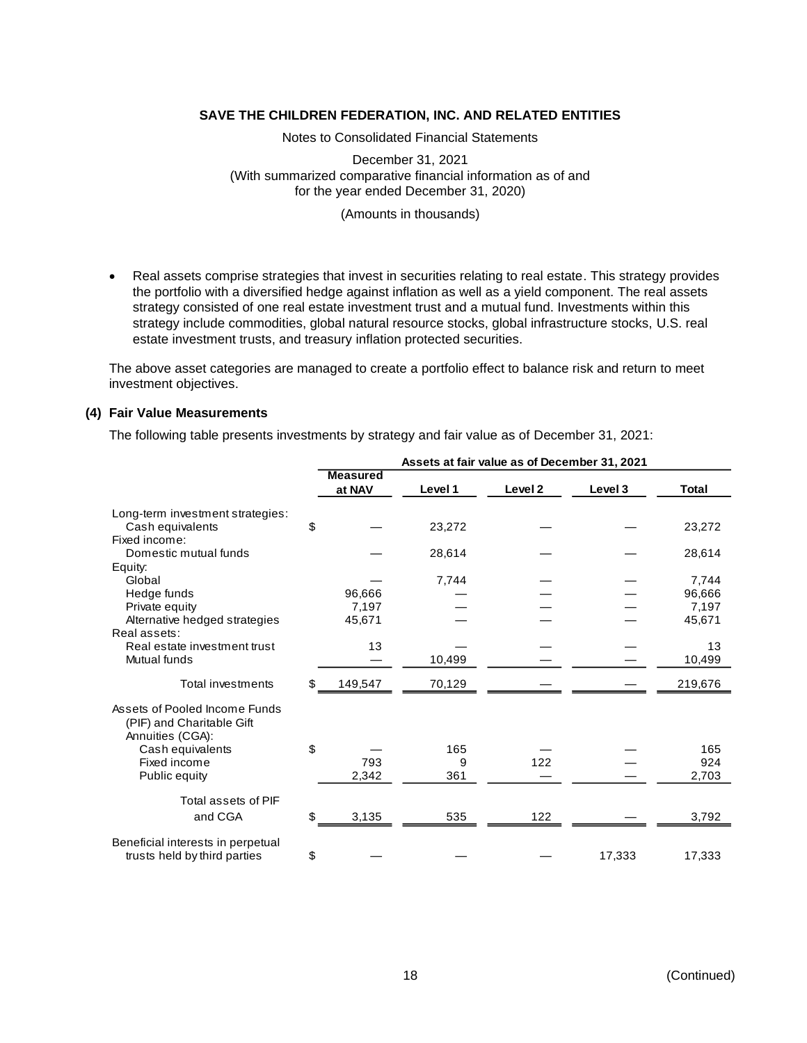- Real assets comprise strategies that invest in securities relating to real estate. This strategy provides the portfolio with a diversified hedge against inflation as well as a yield component. The real assets strategy consisted of one real estate investment trust and a mutual fund. Investments within this strategy include commodities, global natural resource stocks, global infrastructure stocks, U.S. real estate investment trusts, and treasury inflation protected securities.

The above asset categories are managed to create a portfolio effect to balance risk and return to meet investment objectives.

### (4) Fair Value Measurements

The following table presents investments by strategy and fair value as of December 31, 2021:

| | Assets at fair value as of December 31, 2021 | | | | |
|---|---|---|---|---|---|
| | Measured at NAV | Level 1 | Level 2 | Level 3 | Total |
| Long-term investment strategies: | | | | | |
| Cash equivalents | $ — | 23,272 | — | — | 23,272 |
| Fixed income: | | | | | |
| Domestic mutual funds | — | 28,614 | — | — | 28,614 |
| Equity: | | | | | |
| Global | — | 7,744 | — | — | 7,744 |
| Hedge funds | 96,666 | — | — | — | 96,666 |
| Private equity | 7,197 | — | — | — | 7,197 |
| Alternative hedged strategies | 45,671 | — | — | — | 45,671 |
| Real assets: | | | | | |
| Real estate investment trust | 13 | — | — | — | 13 |
| Mutual funds | — | 10,499 | — | — | 10,499 |
| Total investments | $ 149,547 | 70,129 | — | — | 219,676 |
| Assets of Pooled Income Funds (PIF) and Charitable Gift Annuities (CGA): | | | | | |
| Cash equivalents | $ — | 165 | — | — | 165 |
| Fixed income | 793 | 9 | 122 | — | 924 |
| Public equity | 2,342 | 361 | — | — | 2,703 |
| Total assets of PIF and CGA | $ 3,135 | 535 | 122 | — | 3,792 |
| Beneficial interests in perpetual trusts held by third parties | $ — | — | — | 17,333 | 17,333 |

(Continued)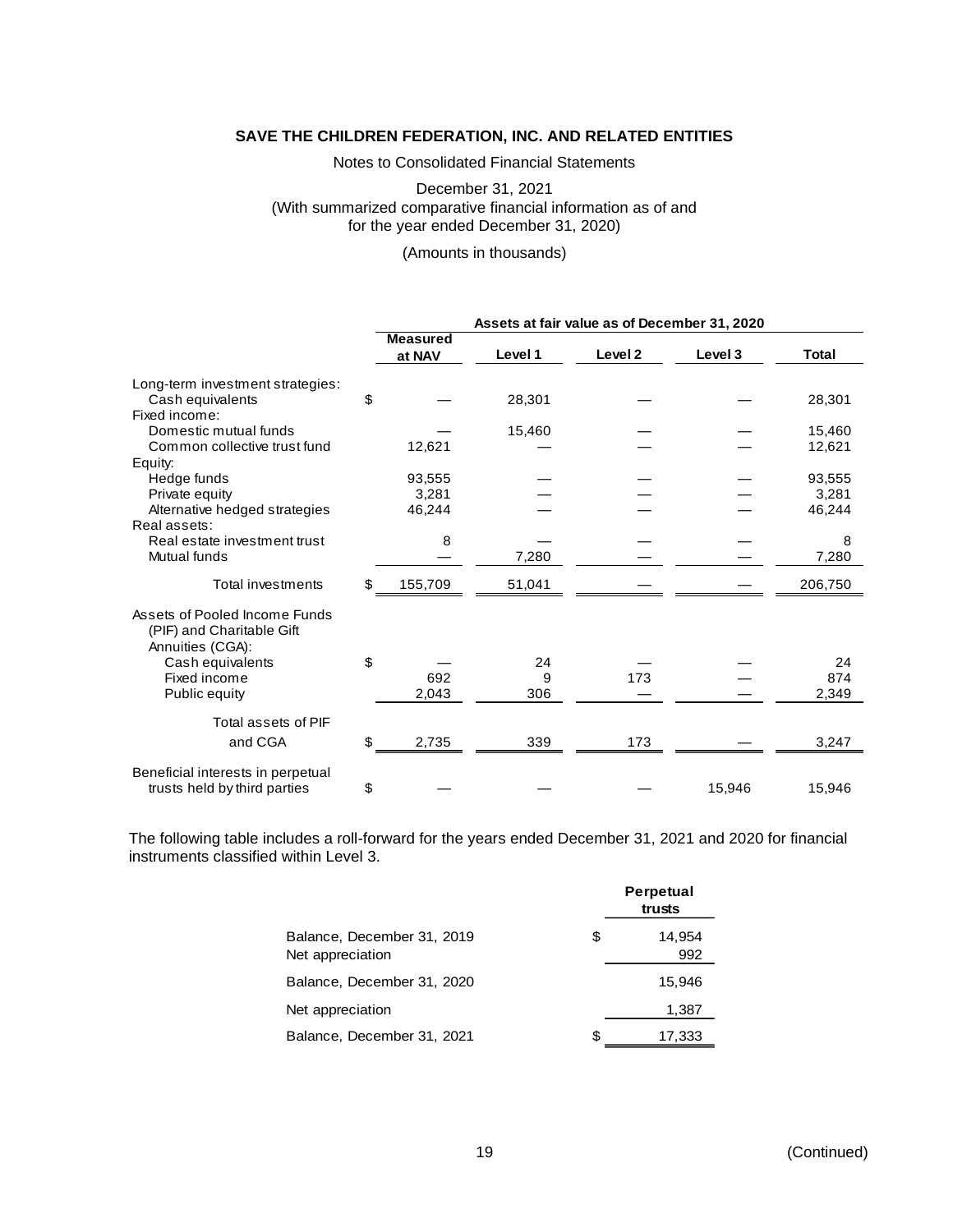# SAVE THE CHILDREN FEDERATION, INC. AND RELATED ENTITIES

Notes to Consolidated Financial Statements

December 31, 2021
(With summarized comparative financial information as of and for the year ended December 31, 2020)

(Amounts in thousands)

| | Assets at fair value as of December 31, 2020 | | | | |
|---|---|---|---|---|---|
| | Measured at NAV | Level 1 | Level 2 | Level 3 | Total |
| Long-term investment strategies: | | | | | |
| Cash equivalents | $ — | 28,301 | — | — | 28,301 |
| Fixed income: | | | | | |
| Domestic mutual funds | — | 15,460 | — | — | 15,460 |
| Common collective trust fund | 12,621 | — | — | — | 12,621 |
| Equity: | | | | | |
| Hedge funds | 93,555 | — | — | — | 93,555 |
| Private equity | 3,281 | — | — | — | 3,281 |
| Alternative hedged strategies | 46,244 | — | — | — | 46,244 |
| Real assets: | | | | | |
| Real estate investment trust | 8 | — | — | — | 8 |
| Mutual funds | — | 7,280 | — | — | 7,280 |
| Total investments | $ 155,709 | 51,041 | — | — | 206,750 |
| Assets of Pooled Income Funds (PIF) and Charitable Gift Annuities (CGA): | | | | | |
| Cash equivalents | $ — | 24 | — | — | 24 |
| Fixed income | 692 | 9 | 173 | — | 874 |
| Public equity | 2,043 | 306 | — | — | 2,349 |
| Total assets of PIF and CGA | $ 2,735 | 339 | 173 | — | 3,247 |
| Beneficial interests in perpetual trusts held by third parties | $ — | — | — | 15,946 | 15,946 |

The following table includes a roll-forward for the years ended December 31, 2021 and 2020 for financial instruments classified within Level 3.

| | Perpetual trusts |
|---|---|
| Balance, December 31, 2019 | $ 14,954 |
| Net appreciation | 992 |
| Balance, December 31, 2020 | 15,946 |
| Net appreciation | 1,387 |
| Balance, December 31, 2021 | $ 17,333 |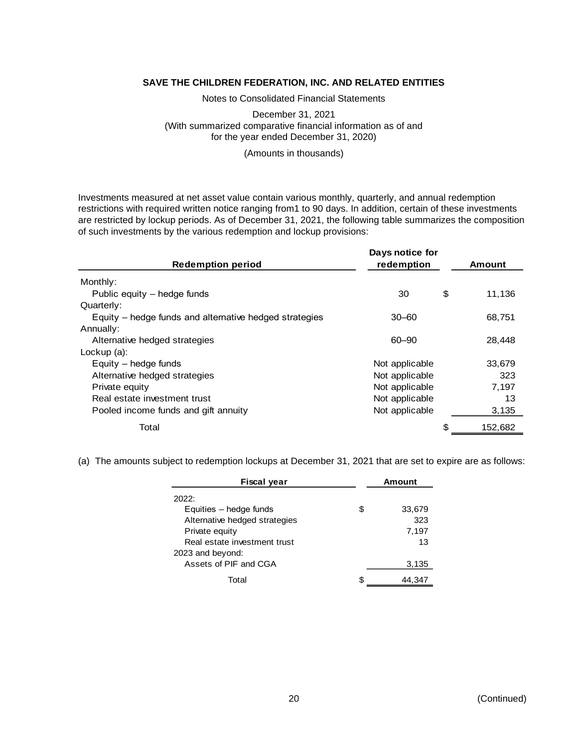# SAVE THE CHILDREN FEDERATION, INC. AND RELATED ENTITIES

Notes to Consolidated Financial Statements

December 31, 2021
(With summarized comparative financial information as of and
for the year ended December 31, 2020)

(Amounts in thousands)

Investments measured at net asset value contain various monthly, quarterly, and annual redemption restrictions with required written notice ranging from1 to 90 days. In addition, certain of these investments are restricted by lockup periods. As of December 31, 2021, the following table summarizes the composition of such investments by the various redemption and lockup provisions:

| Redemption period | Days notice for redemption | | Amount |
|---|---|---|---|
| Monthly: | | | |
| Public equity – hedge funds | 30 | $ | 11,136 |
| Quarterly: | | | |
| Equity – hedge funds and alternative hedged strategies | 30–60 | | 68,751 |
| Annually: | | | |
| Alternative hedged strategies | 60–90 | | 28,448 |
| Lockup (a): | | | |
| Equity – hedge funds | Not applicable | | 33,679 |
| Alternative hedged strategies | Not applicable | | 323 |
| Private equity | Not applicable | | 7,197 |
| Real estate investment trust | Not applicable | | 13 |
| Pooled income funds and gift annuity | Not applicable | | 3,135 |
| Total | | $ | 152,682 |

(a) The amounts subject to redemption lockups at December 31, 2021 that are set to expire are as follows:

| Fiscal year | | Amount |
|---|---|---|
| 2022: | | |
| Equities – hedge funds | $ | 33,679 |
| Alternative hedged strategies | | 323 |
| Private equity | | 7,197 |
| Real estate investment trust | | 13 |
| 2023 and beyond: | | |
| Assets of PIF and CGA | | 3,135 |
| Total | $ | 44,347 |

(Continued)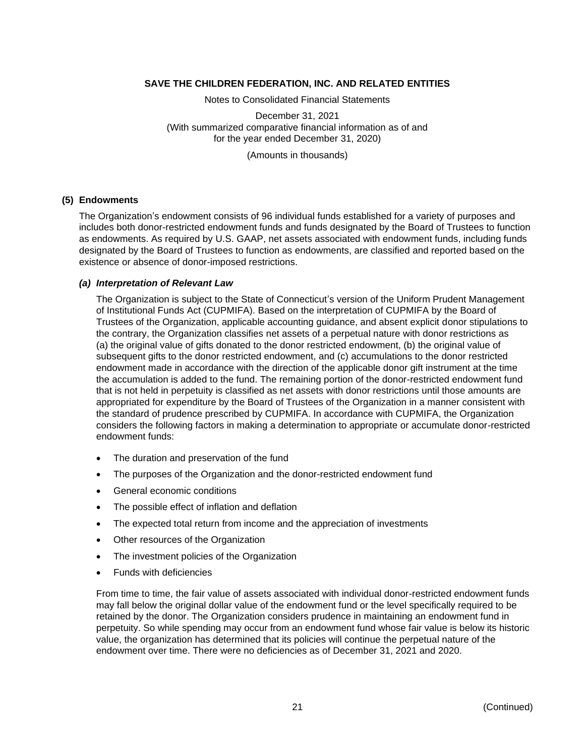**SAVE THE CHILDREN FEDERATION, INC. AND RELATED ENTITIES**

Notes to Consolidated Financial Statements

December 31, 2021
(With summarized comparative financial information as of and for the year ended December 31, 2020)

(Amounts in thousands)

## (5) Endowments

The Organization's endowment consists of 96 individual funds established for a variety of purposes and includes both donor-restricted endowment funds and funds designated by the Board of Trustees to function as endowments. As required by U.S. GAAP, net assets associated with endowment funds, including funds designated by the Board of Trustees to function as endowments, are classified and reported based on the existence or absence of donor-imposed restrictions.

### *(a) Interpretation of Relevant Law*

The Organization is subject to the State of Connecticut's version of the Uniform Prudent Management of Institutional Funds Act (CUPMIFA). Based on the interpretation of CUPMIFA by the Board of Trustees of the Organization, applicable accounting guidance, and absent explicit donor stipulations to the contrary, the Organization classifies net assets of a perpetual nature with donor restrictions as (a) the original value of gifts donated to the donor restricted endowment, (b) the original value of subsequent gifts to the donor restricted endowment, and (c) accumulations to the donor restricted endowment made in accordance with the direction of the applicable donor gift instrument at the time the accumulation is added to the fund. The remaining portion of the donor-restricted endowment fund that is not held in perpetuity is classified as net assets with donor restrictions until those amounts are appropriated for expenditure by the Board of Trustees of the Organization in a manner consistent with the standard of prudence prescribed by CUPMIFA. In accordance with CUPMIFA, the Organization considers the following factors in making a determination to appropriate or accumulate donor-restricted endowment funds:

- The duration and preservation of the fund
- The purposes of the Organization and the donor-restricted endowment fund
- General economic conditions
- The possible effect of inflation and deflation
- The expected total return from income and the appreciation of investments
- Other resources of the Organization
- The investment policies of the Organization
- Funds with deficiencies

From time to time, the fair value of assets associated with individual donor-restricted endowment funds may fall below the original dollar value of the endowment fund or the level specifically required to be retained by the donor. The Organization considers prudence in maintaining an endowment fund in perpetuity. So while spending may occur from an endowment fund whose fair value is below its historic value, the organization has determined that its policies will continue the perpetual nature of the endowment over time. There were no deficiencies as of December 31, 2021 and 2020.

(Continued)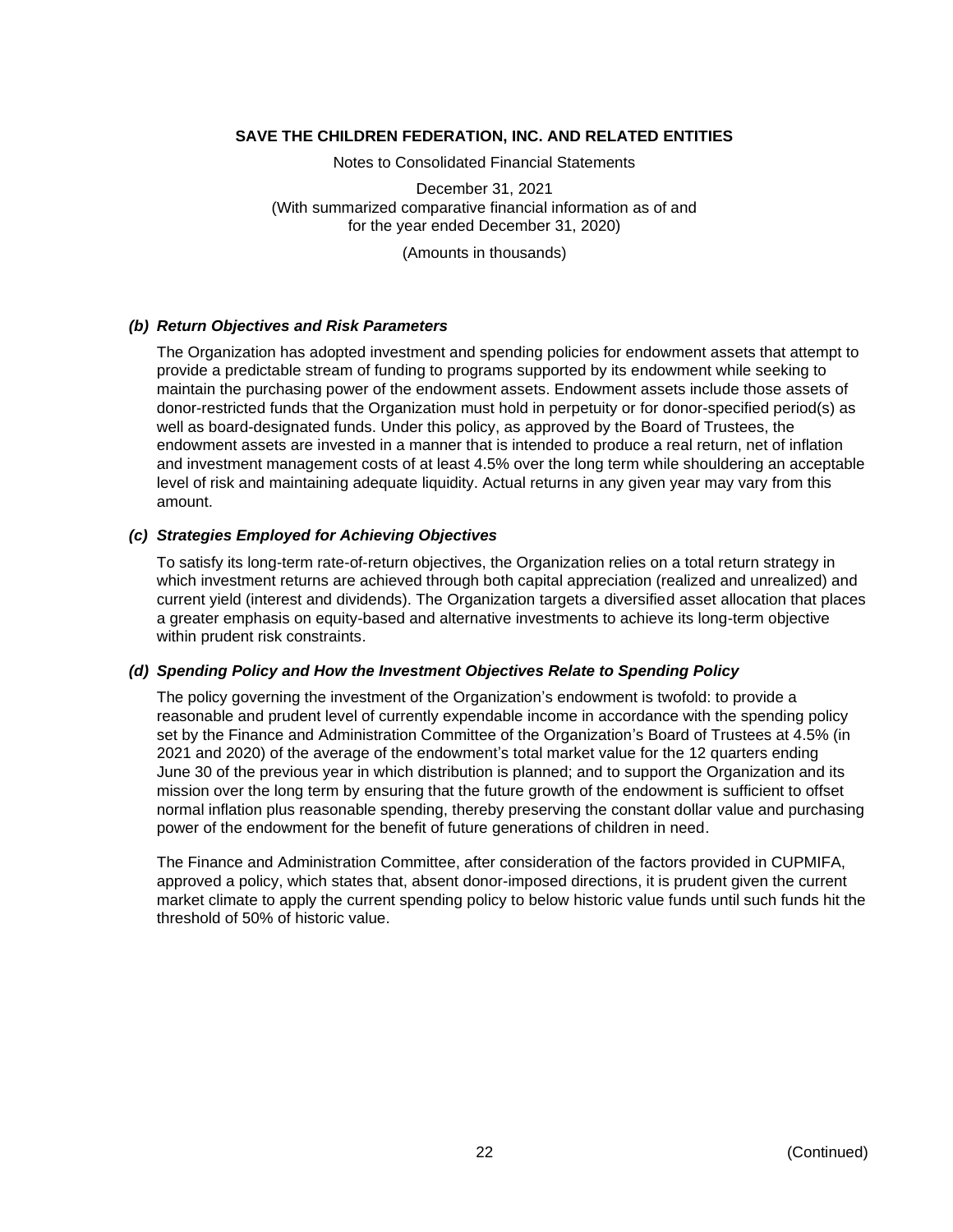### *(b) Return Objectives and Risk Parameters*

The Organization has adopted investment and spending policies for endowment assets that attempt to provide a predictable stream of funding to programs supported by its endowment while seeking to maintain the purchasing power of the endowment assets. Endowment assets include those assets of donor-restricted funds that the Organization must hold in perpetuity or for donor-specified period(s) as well as board-designated funds. Under this policy, as approved by the Board of Trustees, the endowment assets are invested in a manner that is intended to produce a real return, net of inflation and investment management costs of at least 4.5% over the long term while shouldering an acceptable level of risk and maintaining adequate liquidity. Actual returns in any given year may vary from this amount.

### *(c) Strategies Employed for Achieving Objectives*

To satisfy its long-term rate-of-return objectives, the Organization relies on a total return strategy in which investment returns are achieved through both capital appreciation (realized and unrealized) and current yield (interest and dividends). The Organization targets a diversified asset allocation that places a greater emphasis on equity-based and alternative investments to achieve its long-term objective within prudent risk constraints.

### *(d) Spending Policy and How the Investment Objectives Relate to Spending Policy*

The policy governing the investment of the Organization's endowment is twofold: to provide a reasonable and prudent level of currently expendable income in accordance with the spending policy set by the Finance and Administration Committee of the Organization's Board of Trustees at 4.5% (in 2021 and 2020) of the average of the endowment's total market value for the 12 quarters ending June 30 of the previous year in which distribution is planned; and to support the Organization and its mission over the long term by ensuring that the future growth of the endowment is sufficient to offset normal inflation plus reasonable spending, thereby preserving the constant dollar value and purchasing power of the endowment for the benefit of future generations of children in need.

The Finance and Administration Committee, after consideration of the factors provided in CUPMIFA, approved a policy, which states that, absent donor-imposed directions, it is prudent given the current market climate to apply the current spending policy to below historic value funds until such funds hit the threshold of 50% of historic value.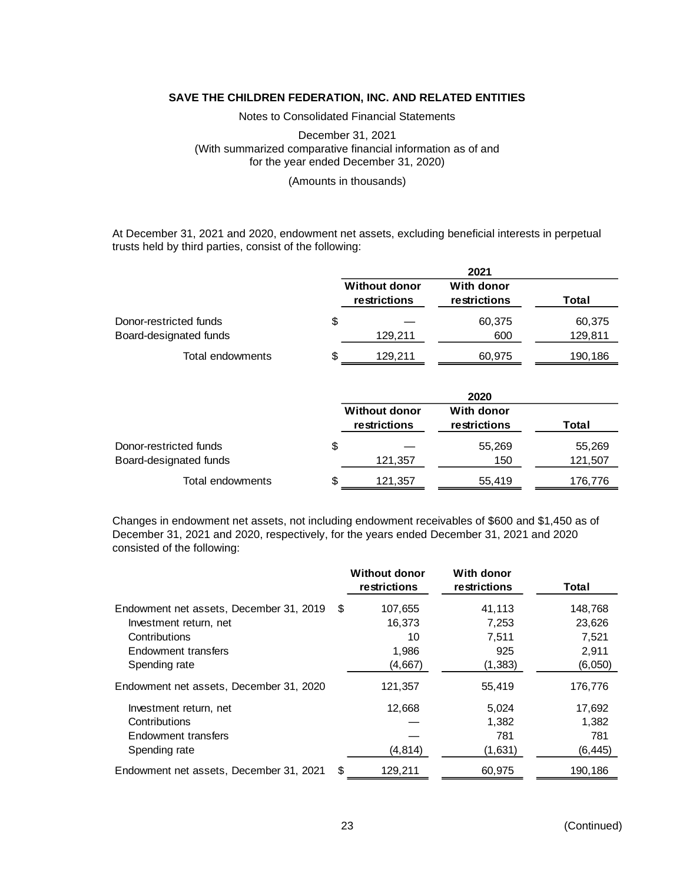**SAVE THE CHILDREN FEDERATION, INC. AND RELATED ENTITIES**

Notes to Consolidated Financial Statements

December 31, 2021
(With summarized comparative financial information as of and
for the year ended December 31, 2020)

(Amounts in thousands)

At December 31, 2021 and 2020, endowment net assets, excluding beneficial interests in perpetual trusts held by third parties, consist of the following:

| | 2021 | | |
|---|---|---|---|
| | Without donor restrictions | With donor restrictions | Total |
| Donor-restricted funds | $ — | 60,375 | 60,375 |
| Board-designated funds | 129,211 | 600 | 129,811 |
| Total endowments | $ 129,211 | 60,975 | 190,186 |

| | 2020 | | |
|---|---|---|---|
| | Without donor restrictions | With donor restrictions | Total |
| Donor-restricted funds | $ — | 55,269 | 55,269 |
| Board-designated funds | 121,357 | 150 | 121,507 |
| Total endowments | $ 121,357 | 55,419 | 176,776 |

Changes in endowment net assets, not including endowment receivables of $600 and $1,450 as of December 31, 2021 and 2020, respectively, for the years ended December 31, 2021 and 2020 consisted of the following:

| | Without donor restrictions | With donor restrictions | Total |
|---|---|---|---|
| Endowment net assets, December 31, 2019 | $ 107,655 | 41,113 | 148,768 |
| Investment return, net | 16,373 | 7,253 | 23,626 |
| Contributions | 10 | 7,511 | 7,521 |
| Endowment transfers | 1,986 | 925 | 2,911 |
| Spending rate | (4,667) | (1,383) | (6,050) |
| Endowment net assets, December 31, 2020 | 121,357 | 55,419 | 176,776 |
| Investment return, net | 12,668 | 5,024 | 17,692 |
| Contributions | — | 1,382 | 1,382 |
| Endowment transfers | — | 781 | 781 |
| Spending rate | (4,814) | (1,631) | (6,445) |
| Endowment net assets, December 31, 2021 | $ 129,211 | 60,975 | 190,186 |

(Continued)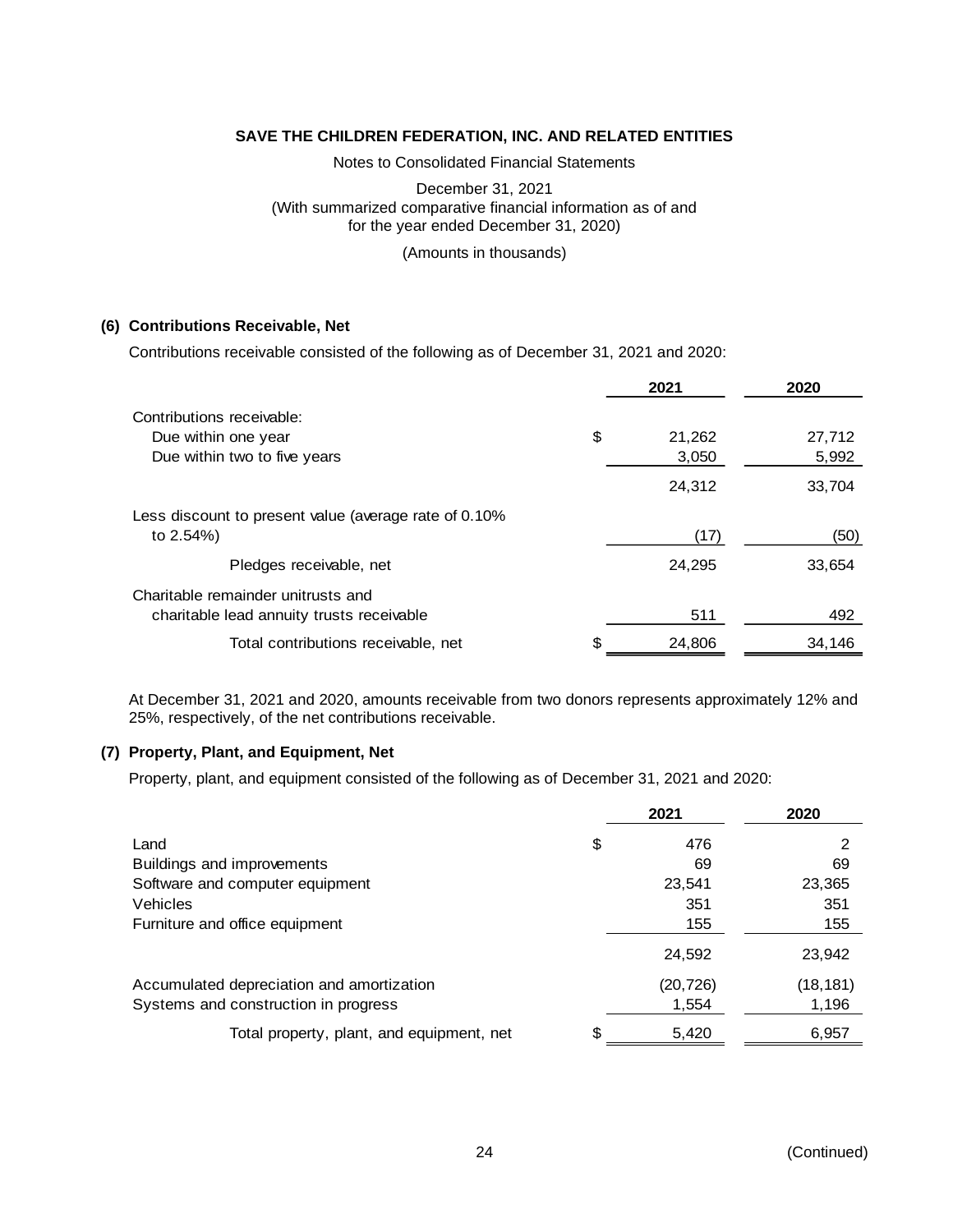**SAVE THE CHILDREN FEDERATION, INC. AND RELATED ENTITIES**

Notes to Consolidated Financial Statements

December 31, 2021
(With summarized comparative financial information as of and
for the year ended December 31, 2020)

(Amounts in thousands)

## (6) Contributions Receivable, Net

Contributions receivable consisted of the following as of December 31, 2021 and 2020:

| | | 2021 | 2020 |
|---|---|---|---|
| Contributions receivable: | | | |
| Due within one year | $ | 21,262 | 27,712 |
| Due within two to five years | | 3,050 | 5,992 |
| | | 24,312 | 33,704 |
| Less discount to present value (average rate of 0.10% to 2.54%) | | (17) | (50) |
| Pledges receivable, net | | 24,295 | 33,654 |
| Charitable remainder unitrusts and charitable lead annuity trusts receivable | | 511 | 492 |
| Total contributions receivable, net | $ | 24,806 | 34,146 |

At December 31, 2021 and 2020, amounts receivable from two donors represents approximately 12% and 25%, respectively, of the net contributions receivable.

## (7) Property, Plant, and Equipment, Net

Property, plant, and equipment consisted of the following as of December 31, 2021 and 2020:

| | | 2021 | 2020 |
|---|---|---|---|
| Land | $ | 476 | 2 |
| Buildings and improvements | | 69 | 69 |
| Software and computer equipment | | 23,541 | 23,365 |
| Vehicles | | 351 | 351 |
| Furniture and office equipment | | 155 | 155 |
| | | 24,592 | 23,942 |
| Accumulated depreciation and amortization | | (20,726) | (18,181) |
| Systems and construction in progress | | 1,554 | 1,196 |
| Total property, plant, and equipment, net | $ | 5,420 | 6,957 |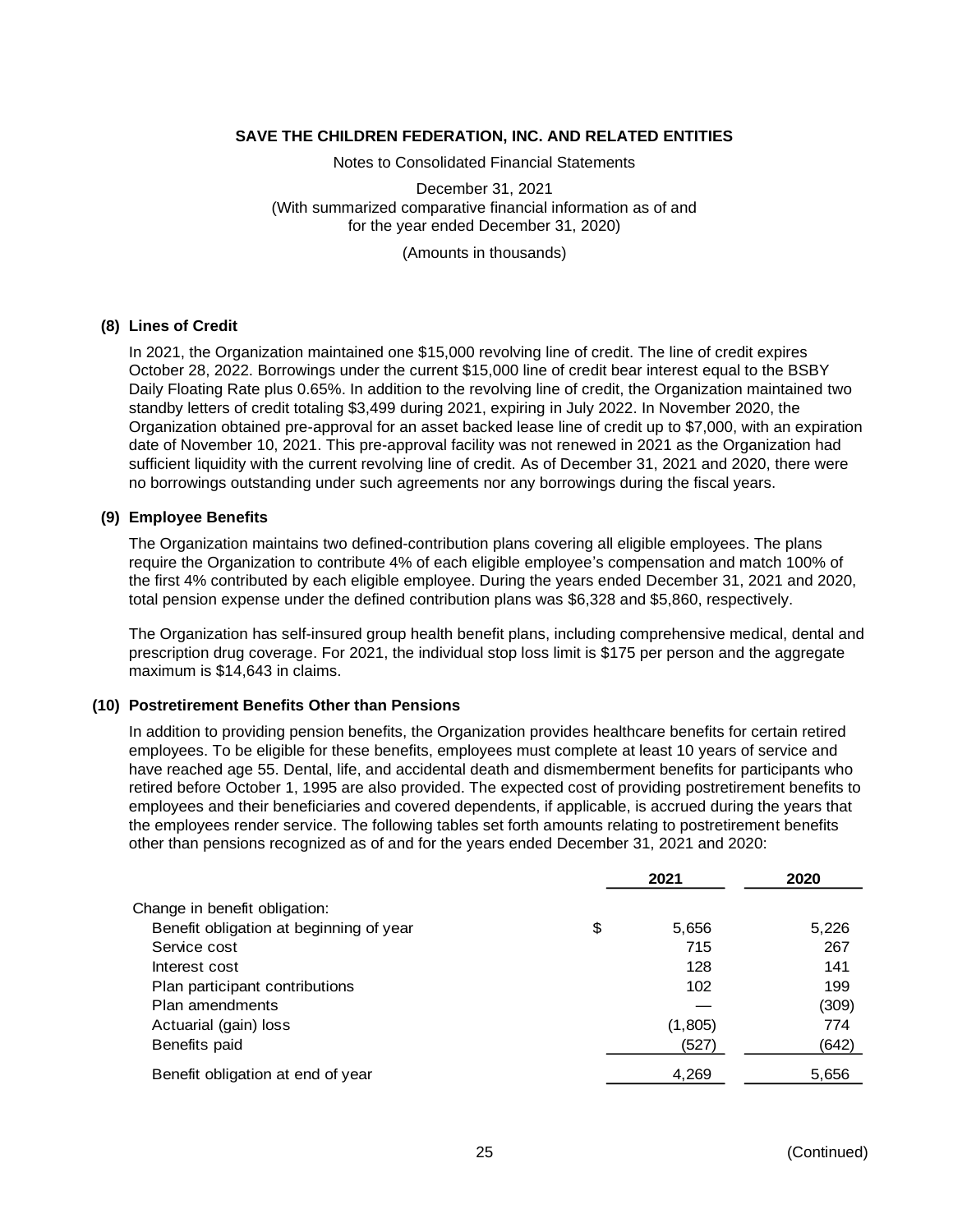**SAVE THE CHILDREN FEDERATION, INC. AND RELATED ENTITIES**

Notes to Consolidated Financial Statements

December 31, 2021
(With summarized comparative financial information as of and
for the year ended December 31, 2020)

(Amounts in thousands)

## (8) Lines of Credit

In 2021, the Organization maintained one $15,000 revolving line of credit. The line of credit expires October 28, 2022. Borrowings under the current $15,000 line of credit bear interest equal to the BSBY Daily Floating Rate plus 0.65%. In addition to the revolving line of credit, the Organization maintained two standby letters of credit totaling $3,499 during 2021, expiring in July 2022. In November 2020, the Organization obtained pre-approval for an asset backed lease line of credit up to $7,000, with an expiration date of November 10, 2021. This pre-approval facility was not renewed in 2021 as the Organization had sufficient liquidity with the current revolving line of credit. As of December 31, 2021 and 2020, there were no borrowings outstanding under such agreements nor any borrowings during the fiscal years.

## (9) Employee Benefits

The Organization maintains two defined-contribution plans covering all eligible employees. The plans require the Organization to contribute 4% of each eligible employee's compensation and match 100% of the first 4% contributed by each eligible employee. During the years ended December 31, 2021 and 2020, total pension expense under the defined contribution plans was $6,328 and $5,860, respectively.

The Organization has self-insured group health benefit plans, including comprehensive medical, dental and prescription drug coverage. For 2021, the individual stop loss limit is $175 per person and the aggregate maximum is $14,643 in claims.

## (10) Postretirement Benefits Other than Pensions

In addition to providing pension benefits, the Organization provides healthcare benefits for certain retired employees. To be eligible for these benefits, employees must complete at least 10 years of service and have reached age 55. Dental, life, and accidental death and dismemberment benefits for participants who retired before October 1, 1995 are also provided. The expected cost of providing postretirement benefits to employees and their beneficiaries and covered dependents, if applicable, is accrued during the years that the employees render service. The following tables set forth amounts relating to postretirement benefits other than pensions recognized as of and for the years ended December 31, 2021 and 2020:

| | 2021 | 2020 |
|---|---|---|
| Change in benefit obligation: | | |
| Benefit obligation at beginning of year | $ 5,656 | 5,226 |
| Service cost | 715 | 267 |
| Interest cost | 128 | 141 |
| Plan participant contributions | 102 | 199 |
| Plan amendments | — | (309) |
| Actuarial (gain) loss | (1,805) | 774 |
| Benefits paid | (527) | (642) |
| Benefit obligation at end of year | 4,269 | 5,656 |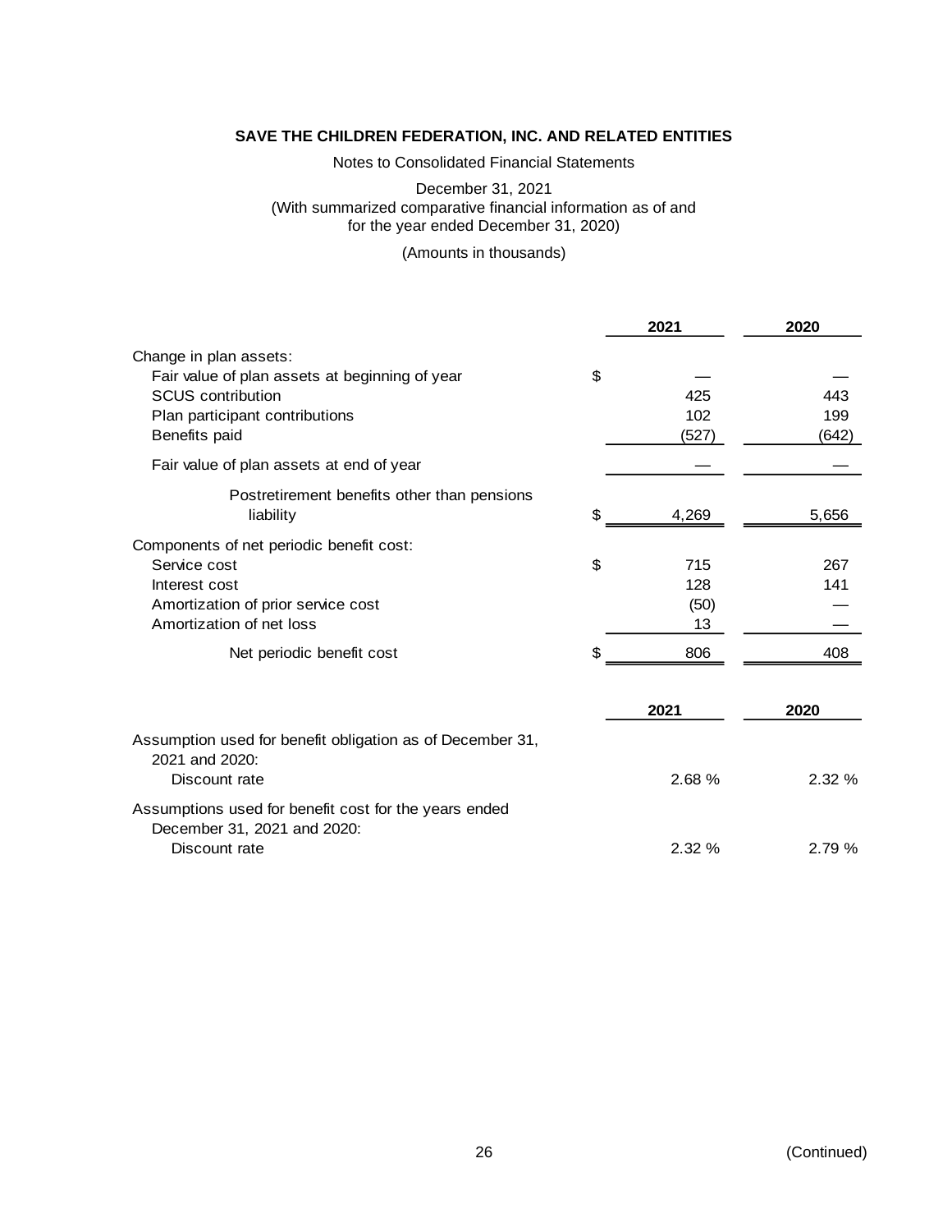**SAVE THE CHILDREN FEDERATION, INC. AND RELATED ENTITIES**

Notes to Consolidated Financial Statements

December 31, 2021
(With summarized comparative financial information as of and for the year ended December 31, 2020)

(Amounts in thousands)

| | | 2021 | 2020 |
|---|---|---|---|
| Change in plan assets: | | | |
| Fair value of plan assets at beginning of year | $ | — | — |
| SCUS contribution | | 425 | 443 |
| Plan participant contributions | | 102 | 199 |
| Benefits paid | | (527) | (642) |
| Fair value of plan assets at end of year | | — | — |
| Postretirement benefits other than pensions liability | $ | 4,269 | 5,656 |
| Components of net periodic benefit cost: | | | |
| Service cost | $ | 715 | 267 |
| Interest cost | | 128 | 141 |
| Amortization of prior service cost | | (50) | — |
| Amortization of net loss | | 13 | — |
| Net periodic benefit cost | $ | 806 | 408 |

| | 2021 | 2020 |
|---|---|---|
| Assumption used for benefit obligation as of December 31, 2021 and 2020: | | |
| Discount rate | 2.68 % | 2.32 % |
| Assumptions used for benefit cost for the years ended December 31, 2021 and 2020: | | |
| Discount rate | 2.32 % | 2.79 % |

(Continued)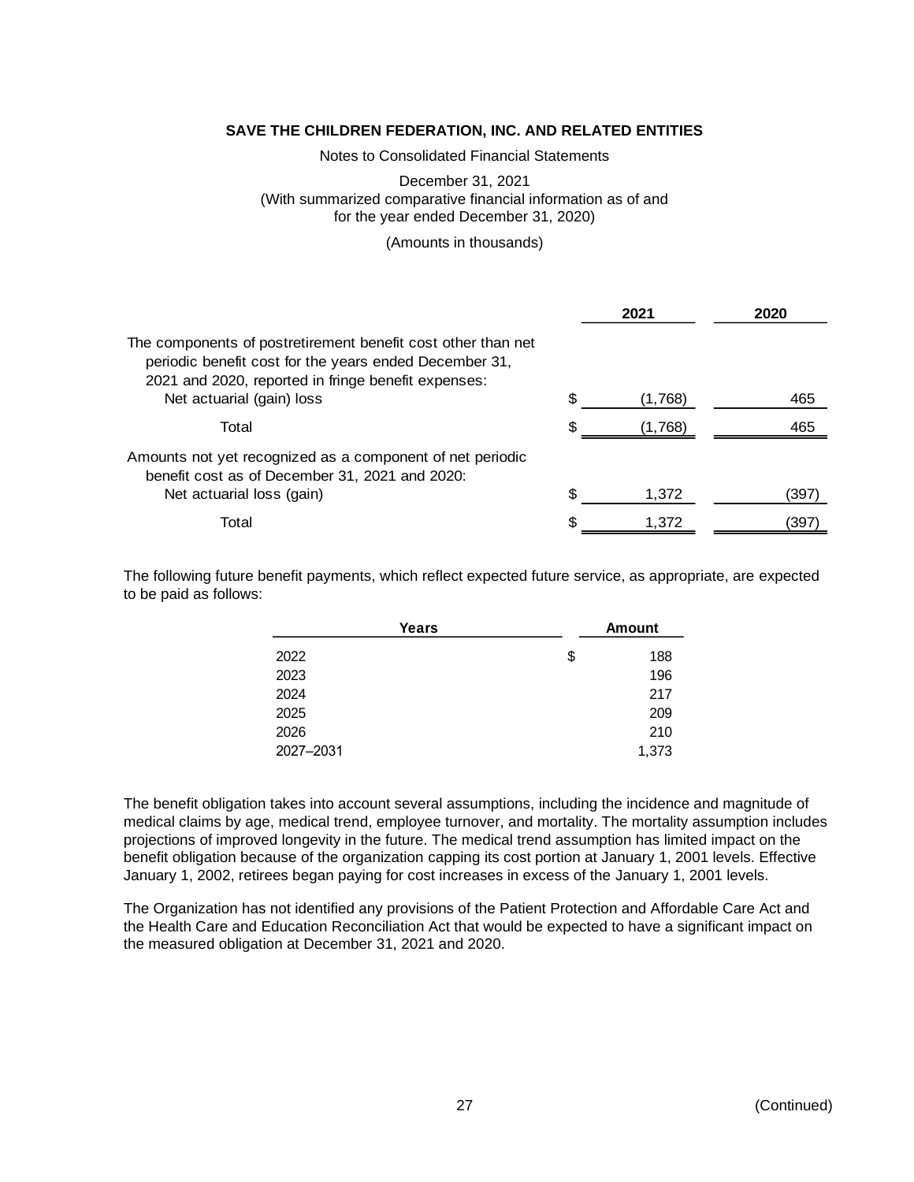**SAVE THE CHILDREN FEDERATION, INC. AND RELATED ENTITIES**

Notes to Consolidated Financial Statements

December 31, 2021
(With summarized comparative financial information as of and for the year ended December 31, 2020)

(Amounts in thousands)

| | 2021 | 2020 |
|---|---|---|
| The components of postretirement benefit cost other than net periodic benefit cost for the years ended December 31, 2021 and 2020, reported in fringe benefit expenses: | | |
| Net actuarial (gain) loss | $ (1,768) | 465 |
| Total | $ (1,768) | 465 |
| Amounts not yet recognized as a component of net periodic benefit cost as of December 31, 2021 and 2020: | | |
| Net actuarial loss (gain) | $ 1,372 | (397) |
| Total | $ 1,372 | (397) |

The following future benefit payments, which reflect expected future service, as appropriate, are expected to be paid as follows:

| Years | Amount |
|---|---|
| 2022 | $ 188 |
| 2023 | 196 |
| 2024 | 217 |
| 2025 | 209 |
| 2026 | 210 |
| 2027–2031 | 1,373 |

The benefit obligation takes into account several assumptions, including the incidence and magnitude of medical claims by age, medical trend, employee turnover, and mortality. The mortality assumption includes projections of improved longevity in the future. The medical trend assumption has limited impact on the benefit obligation because of the organization capping its cost portion at January 1, 2001 levels. Effective January 1, 2002, retirees began paying for cost increases in excess of the January 1, 2001 levels.

The Organization has not identified any provisions of the Patient Protection and Affordable Care Act and the Health Care and Education Reconciliation Act that would be expected to have a significant impact on the measured obligation at December 31, 2021 and 2020.

(Continued)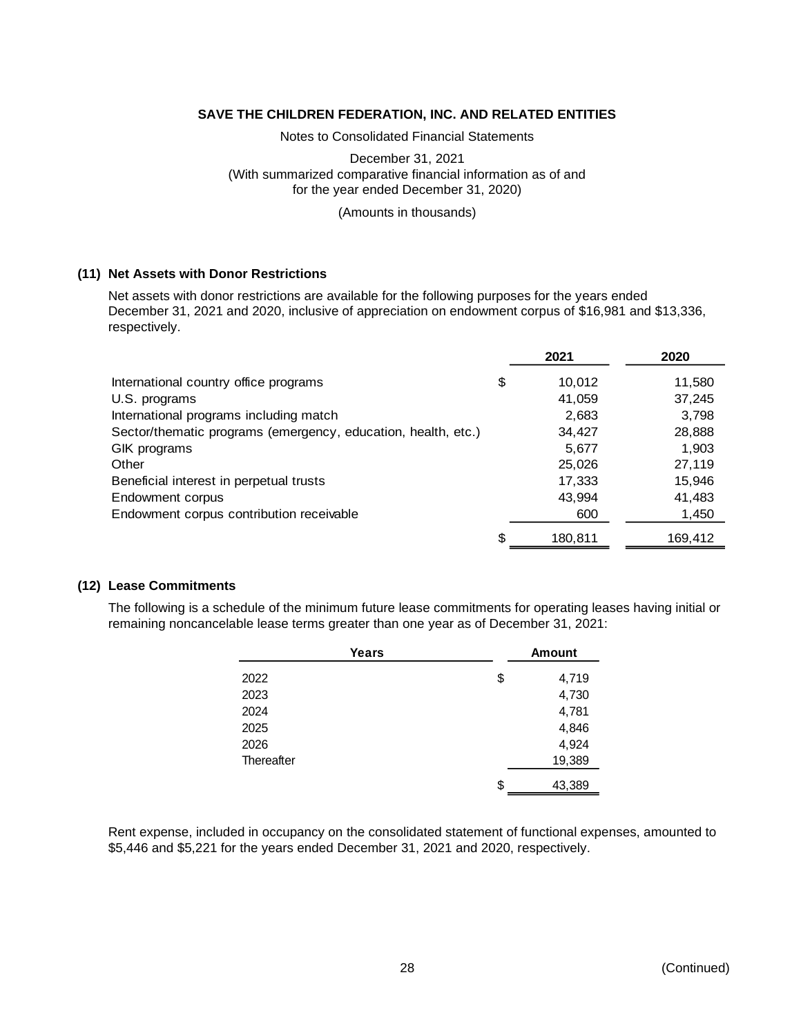**SAVE THE CHILDREN FEDERATION, INC. AND RELATED ENTITIES**

Notes to Consolidated Financial Statements

December 31, 2021
(With summarized comparative financial information as of and for the year ended December 31, 2020)

(Amounts in thousands)

## (11) Net Assets with Donor Restrictions

Net assets with donor restrictions are available for the following purposes for the years ended December 31, 2021 and 2020, inclusive of appreciation on endowment corpus of $16,981 and $13,336, respectively.

| | | 2021 | 2020 |
|---|---|---|---|
| International country office programs | $ | 10,012 | 11,580 |
| U.S. programs | | 41,059 | 37,245 |
| International programs including match | | 2,683 | 3,798 |
| Sector/thematic programs (emergency, education, health, etc.) | | 34,427 | 28,888 |
| GIK programs | | 5,677 | 1,903 |
| Other | | 25,026 | 27,119 |
| Beneficial interest in perpetual trusts | | 17,333 | 15,946 |
| Endowment corpus | | 43,994 | 41,483 |
| Endowment corpus contribution receivable | | 600 | 1,450 |
| | $ | 180,811 | 169,412 |

## (12) Lease Commitments

The following is a schedule of the minimum future lease commitments for operating leases having initial or remaining noncancelable lease terms greater than one year as of December 31, 2021:

| Years | | Amount |
|---|---|---|
| 2022 | $ | 4,719 |
| 2023 | | 4,730 |
| 2024 | | 4,781 |
| 2025 | | 4,846 |
| 2026 | | 4,924 |
| Thereafter | | 19,389 |
| | $ | 43,389 |

Rent expense, included in occupancy on the consolidated statement of functional expenses, amounted to $5,446 and $5,221 for the years ended December 31, 2021 and 2020, respectively.

(Continued)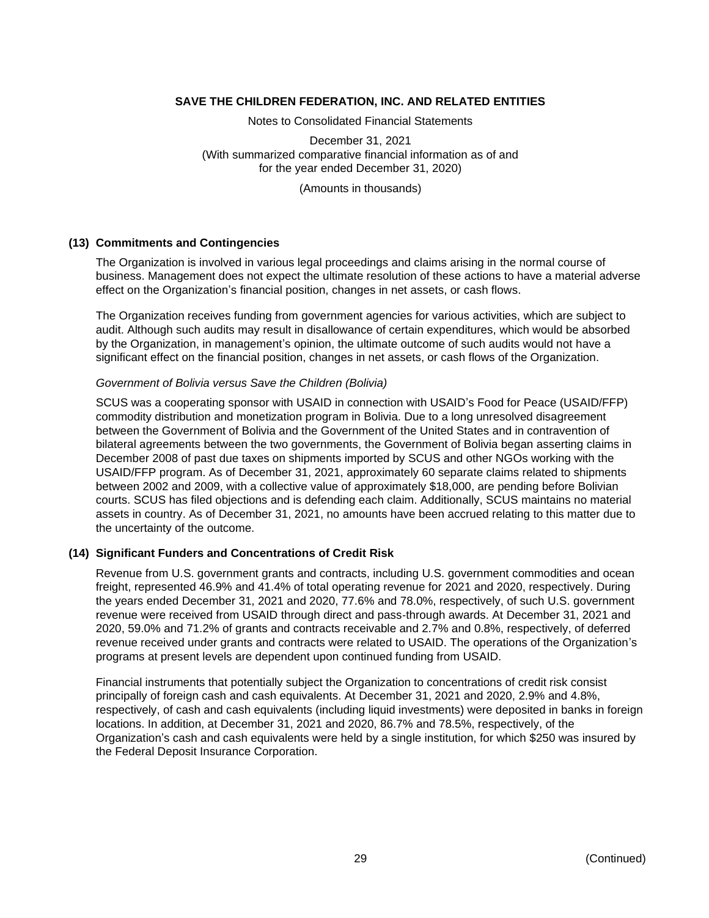## (13) Commitments and Contingencies

The Organization is involved in various legal proceedings and claims arising in the normal course of business. Management does not expect the ultimate resolution of these actions to have a material adverse effect on the Organization's financial position, changes in net assets, or cash flows.

The Organization receives funding from government agencies for various activities, which are subject to audit. Although such audits may result in disallowance of certain expenditures, which would be absorbed by the Organization, in management's opinion, the ultimate outcome of such audits would not have a significant effect on the financial position, changes in net assets, or cash flows of the Organization.

*Government of Bolivia versus Save the Children (Bolivia)*

SCUS was a cooperating sponsor with USAID in connection with USAID's Food for Peace (USAID/FFP) commodity distribution and monetization program in Bolivia. Due to a long unresolved disagreement between the Government of Bolivia and the Government of the United States and in contravention of bilateral agreements between the two governments, the Government of Bolivia began asserting claims in December 2008 of past due taxes on shipments imported by SCUS and other NGOs working with the USAID/FFP program. As of December 31, 2021, approximately 60 separate claims related to shipments between 2002 and 2009, with a collective value of approximately $18,000, are pending before Bolivian courts. SCUS has filed objections and is defending each claim. Additionally, SCUS maintains no material assets in country. As of December 31, 2021, no amounts have been accrued relating to this matter due to the uncertainty of the outcome.

## (14) Significant Funders and Concentrations of Credit Risk

Revenue from U.S. government grants and contracts, including U.S. government commodities and ocean freight, represented 46.9% and 41.4% of total operating revenue for 2021 and 2020, respectively. During the years ended December 31, 2021 and 2020, 77.6% and 78.0%, respectively, of such U.S. government revenue were received from USAID through direct and pass-through awards. At December 31, 2021 and 2020, 59.0% and 71.2% of grants and contracts receivable and 2.7% and 0.8%, respectively, of deferred revenue received under grants and contracts were related to USAID. The operations of the Organization's programs at present levels are dependent upon continued funding from USAID.

Financial instruments that potentially subject the Organization to concentrations of credit risk consist principally of foreign cash and cash equivalents. At December 31, 2021 and 2020, 2.9% and 4.8%, respectively, of cash and cash equivalents (including liquid investments) were deposited in banks in foreign locations. In addition, at December 31, 2021 and 2020, 86.7% and 78.5%, respectively, of the Organization's cash and cash equivalents were held by a single institution, for which $250 was insured by the Federal Deposit Insurance Corporation.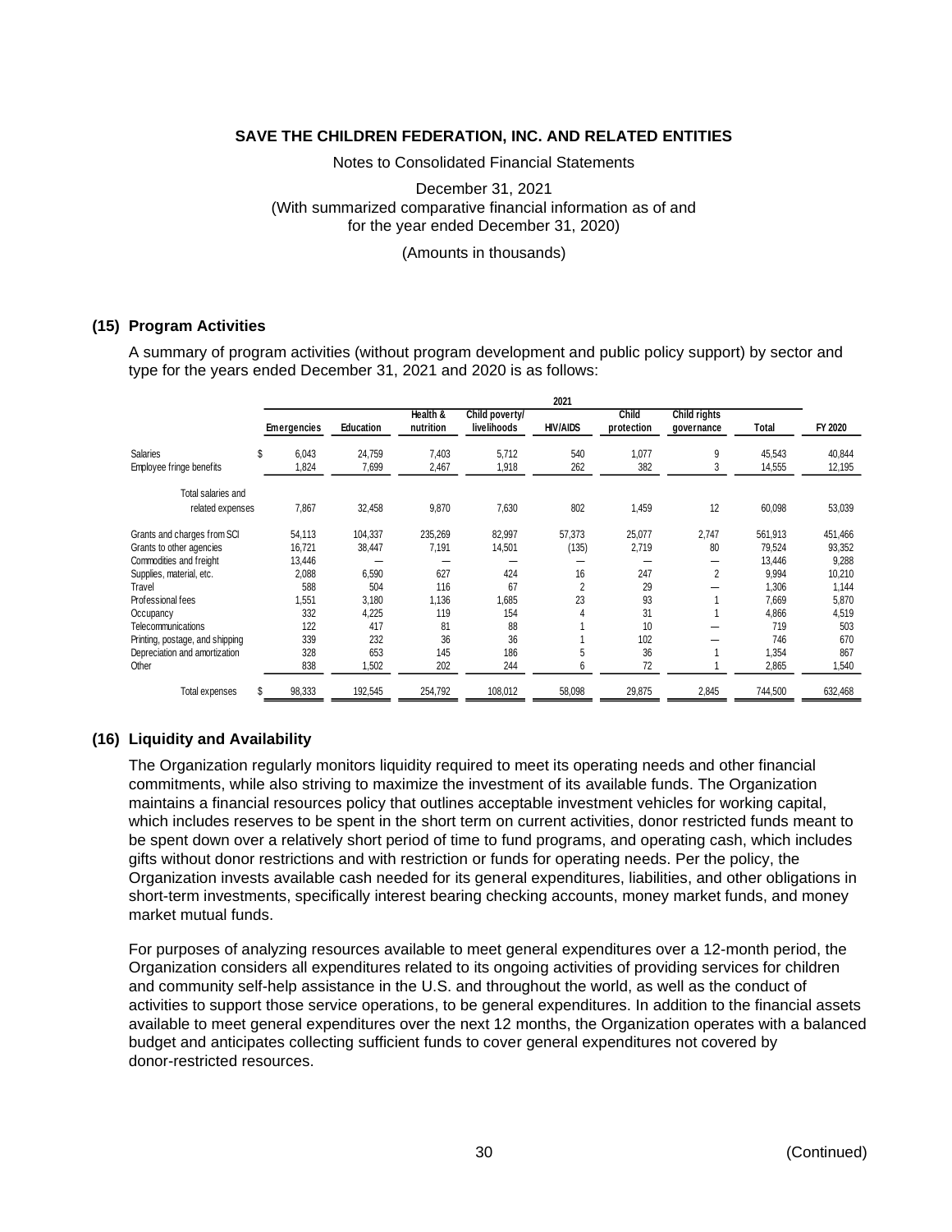# SAVE THE CHILDREN FEDERATION, INC. AND RELATED ENTITIES

Notes to Consolidated Financial Statements

December 31, 2021
(With summarized comparative financial information as of and for the year ended December 31, 2020)

(Amounts in thousands)

## (15) Program Activities

A summary of program activities (without program development and public policy support) by sector and type for the years ended December 31, 2021 and 2020 is as follows:

| | 2021 | | | | | | | | |
|---|---|---|---|---|---|---|---|---|---|
| | Emergencies | Education | Health & nutrition | Child poverty/ livelihoods | HIV/AIDS | Child protection | Child rights governance | Total | FY 2020 |
| Salaries | $ 6,043 | 24,759 | 7,403 | 5,712 | 540 | 1,077 | 9 | 45,543 | 40,844 |
| Employee fringe benefits | 1,824 | 7,699 | 2,467 | 1,918 | 262 | 382 | 3 | 14,555 | 12,195 |
| Total salaries and related expenses | 7,867 | 32,458 | 9,870 | 7,630 | 802 | 1,459 | 12 | 60,098 | 53,039 |
| Grants and charges from SCI | 54,113 | 104,337 | 235,269 | 82,997 | 57,373 | 25,077 | 2,747 | 561,913 | 451,466 |
| Grants to other agencies | 16,721 | 38,447 | 7,191 | 14,501 | (135) | 2,719 | 80 | 79,524 | 93,352 |
| Commodities and freight | 13,446 | — | — | — | — | — | — | 13,446 | 9,288 |
| Supplies, material, etc. | 2,088 | 6,590 | 627 | 424 | 16 | 247 | 2 | 9,994 | 10,210 |
| Travel | 588 | 504 | 116 | 67 | 2 | 29 | — | 1,306 | 1,144 |
| Professional fees | 1,551 | 3,180 | 1,136 | 1,685 | 23 | 93 | 1 | 7,669 | 5,870 |
| Occupancy | 332 | 4,225 | 119 | 154 | 4 | 31 | 1 | 4,866 | 4,519 |
| Telecommunications | 122 | 417 | 81 | 88 | 1 | 10 | — | 719 | 503 |
| Printing, postage, and shipping | 339 | 232 | 36 | 36 | 1 | 102 | — | 746 | 670 |
| Depreciation and amortization | 328 | 653 | 145 | 186 | 5 | 36 | 1 | 1,354 | 867 |
| Other | 838 | 1,502 | 202 | 244 | 6 | 72 | 1 | 2,865 | 1,540 |
| Total expenses | $ 98,333 | 192,545 | 254,792 | 108,012 | 58,098 | 29,875 | 2,845 | 744,500 | 632,468 |

## (16) Liquidity and Availability

The Organization regularly monitors liquidity required to meet its operating needs and other financial commitments, while also striving to maximize the investment of its available funds. The Organization maintains a financial resources policy that outlines acceptable investment vehicles for working capital, which includes reserves to be spent in the short term on current activities, donor restricted funds meant to be spent down over a relatively short period of time to fund programs, and operating cash, which includes gifts without donor restrictions and with restriction or funds for operating needs. Per the policy, the Organization invests available cash needed for its general expenditures, liabilities, and other obligations in short-term investments, specifically interest bearing checking accounts, money market funds, and money market mutual funds.

For purposes of analyzing resources available to meet general expenditures over a 12-month period, the Organization considers all expenditures related to its ongoing activities of providing services for children and community self-help assistance in the U.S. and throughout the world, as well as the conduct of activities to support those service operations, to be general expenditures. In addition to the financial assets available to meet general expenditures over the next 12 months, the Organization operates with a balanced budget and anticipates collecting sufficient funds to cover general expenditures not covered by donor-restricted resources.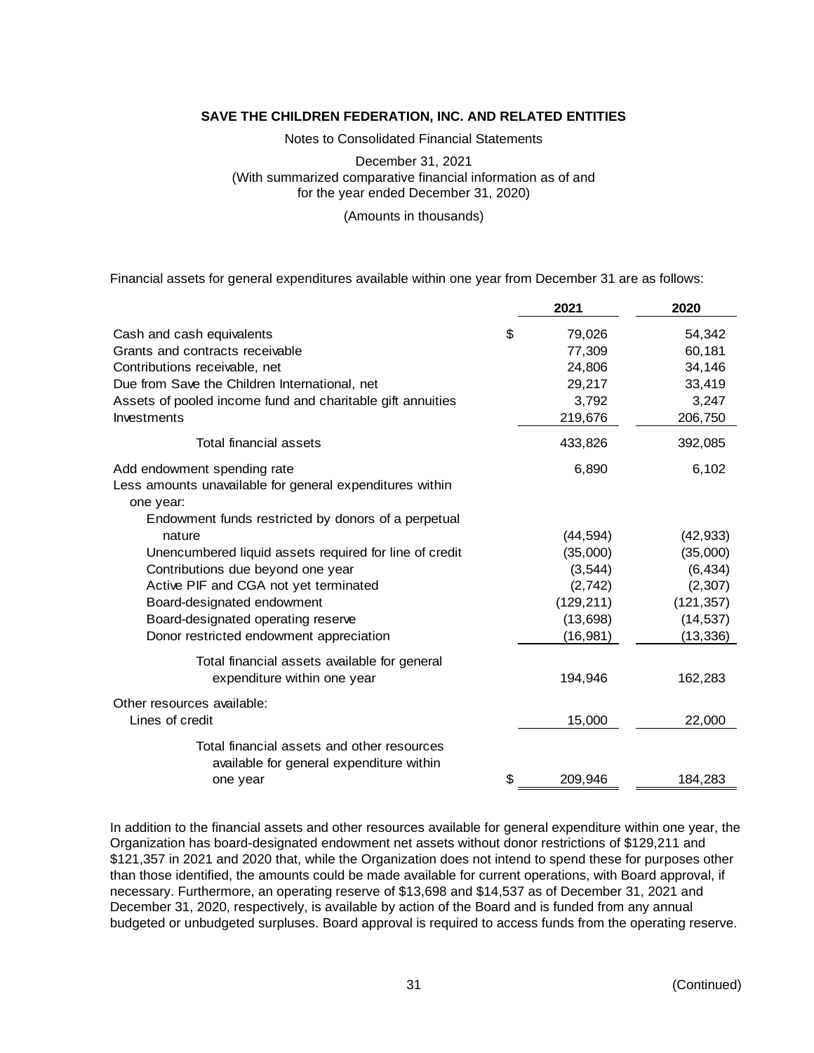**SAVE THE CHILDREN FEDERATION, INC. AND RELATED ENTITIES**

Notes to Consolidated Financial Statements

December 31, 2021
(With summarized comparative financial information as of and
for the year ended December 31, 2020)

(Amounts in thousands)

Financial assets for general expenditures available within one year from December 31 are as follows:

| | | 2021 | 2020 |
|---|---|---|---|
| Cash and cash equivalents | $ | 79,026 | 54,342 |
| Grants and contracts receivable | | 77,309 | 60,181 |
| Contributions receivable, net | | 24,806 | 34,146 |
| Due from Save the Children International, net | | 29,217 | 33,419 |
| Assets of pooled income fund and charitable gift annuities | | 3,792 | 3,247 |
| Investments | | 219,676 | 206,750 |
| Total financial assets | | 433,826 | 392,085 |
| Add endowment spending rate | | 6,890 | 6,102 |
| Less amounts unavailable for general expenditures within one year: | | | |
| Endowment funds restricted by donors of a perpetual nature | | (44,594) | (42,933) |
| Unencumbered liquid assets required for line of credit | | (35,000) | (35,000) |
| Contributions due beyond one year | | (3,544) | (6,434) |
| Active PIF and CGA not yet terminated | | (2,742) | (2,307) |
| Board-designated endowment | | (129,211) | (121,357) |
| Board-designated operating reserve | | (13,698) | (14,537) |
| Donor restricted endowment appreciation | | (16,981) | (13,336) |
| Total financial assets available for general expenditure within one year | | 194,946 | 162,283 |
| Other resources available: | | | |
| Lines of credit | | 15,000 | 22,000 |
| Total financial assets and other resources available for general expenditure within one year | $ | 209,946 | 184,283 |

In addition to the financial assets and other resources available for general expenditure within one year, the Organization has board-designated endowment net assets without donor restrictions of $129,211 and $121,357 in 2021 and 2020 that, while the Organization does not intend to spend these for purposes other than those identified, the amounts could be made available for current operations, with Board approval, if necessary. Furthermore, an operating reserve of $13,698 and $14,537 as of December 31, 2021 and December 31, 2020, respectively, is available by action of the Board and is funded from any annual budgeted or unbudgeted surpluses. Board approval is required to access funds from the operating reserve.

(Continued)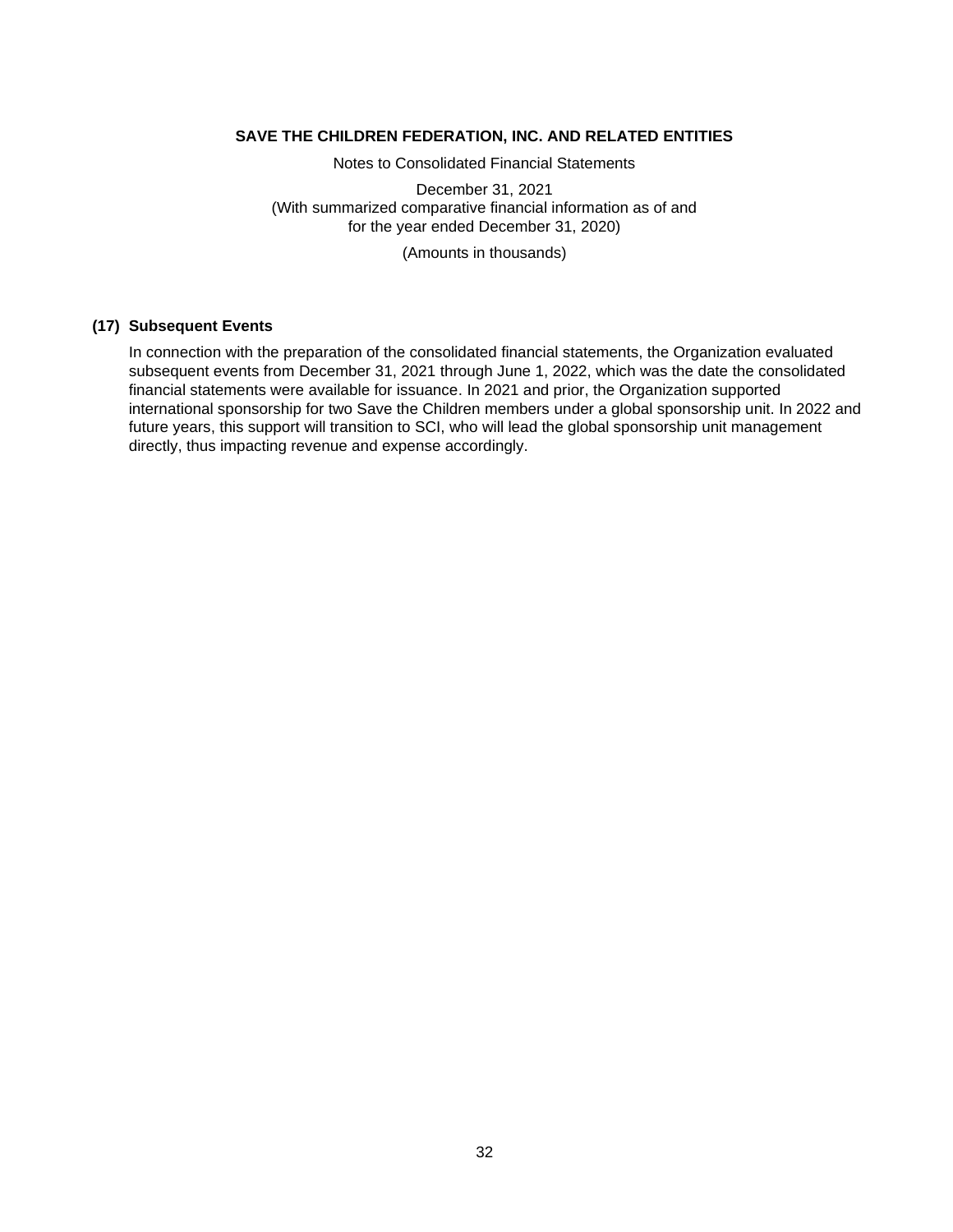## (17) Subsequent Events

In connection with the preparation of the consolidated financial statements, the Organization evaluated subsequent events from December 31, 2021 through June 1, 2022, which was the date the consolidated financial statements were available for issuance. In 2021 and prior, the Organization supported international sponsorship for two Save the Children members under a global sponsorship unit. In 2022 and future years, this support will transition to SCI, who will lead the global sponsorship unit management directly, thus impacting revenue and expense accordingly.